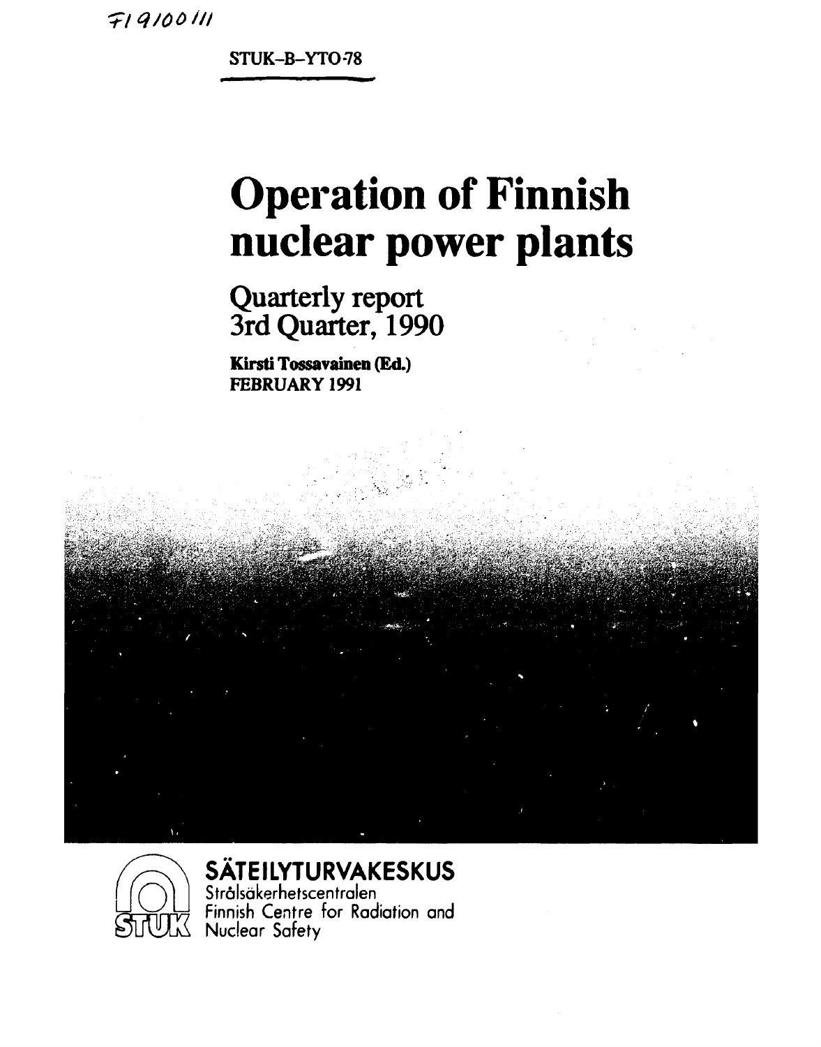FI9100111

STUK-B-YTO-78

# Operation of Finnish nuclear power plants

## Quarterly report 3rd Quarter, 1990

**Kirsti Tossavainen (Ed.)**
**FEBRUARY 1991**

**SÄTEILYTURVAKESKUS**
Strålsäkerhetscentralen
Finnish Centre for Radiation and Nuclear Safety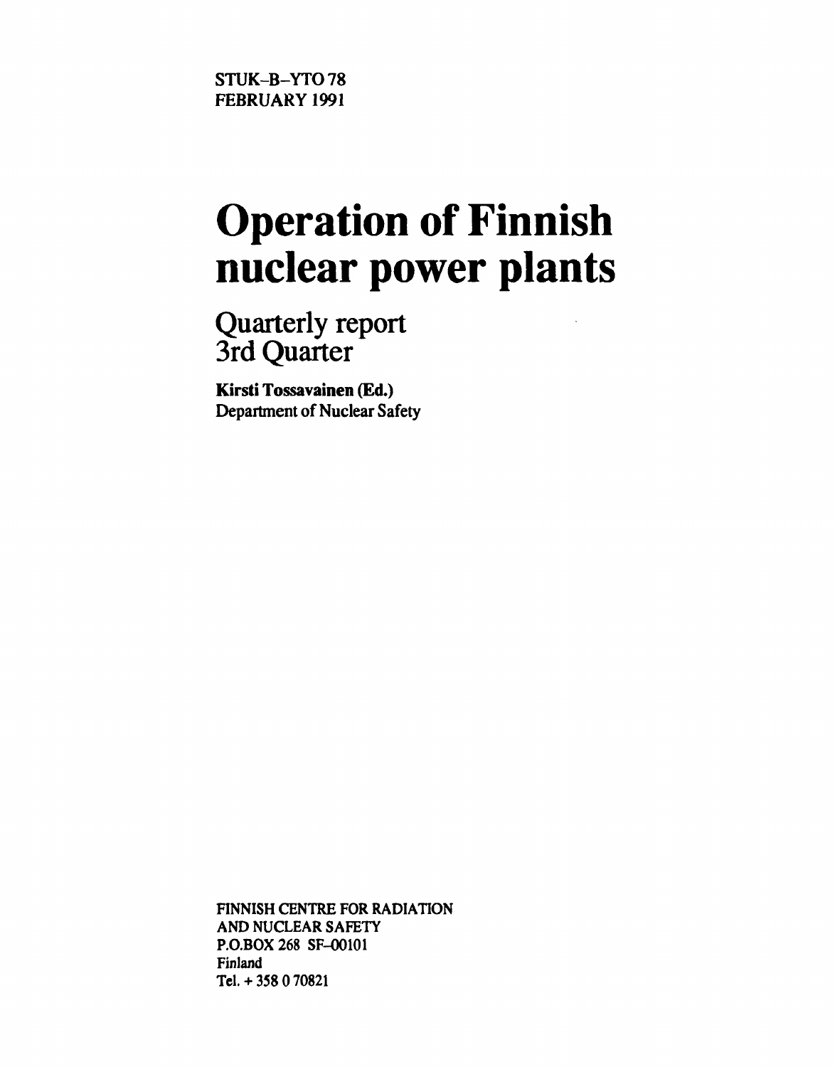STUK-B-YTO 78
FEBRUARY 1991

# Operation of Finnish nuclear power plants

## Quarterly report 3rd Quarter

**Kirsti Tossavainen (Ed.)**
Department of Nuclear Safety

FINNISH CENTRE FOR RADIATION
AND NUCLEAR SAFETY
P.O.BOX 268 SF-00101
Finland
Tel. + 358 0 70821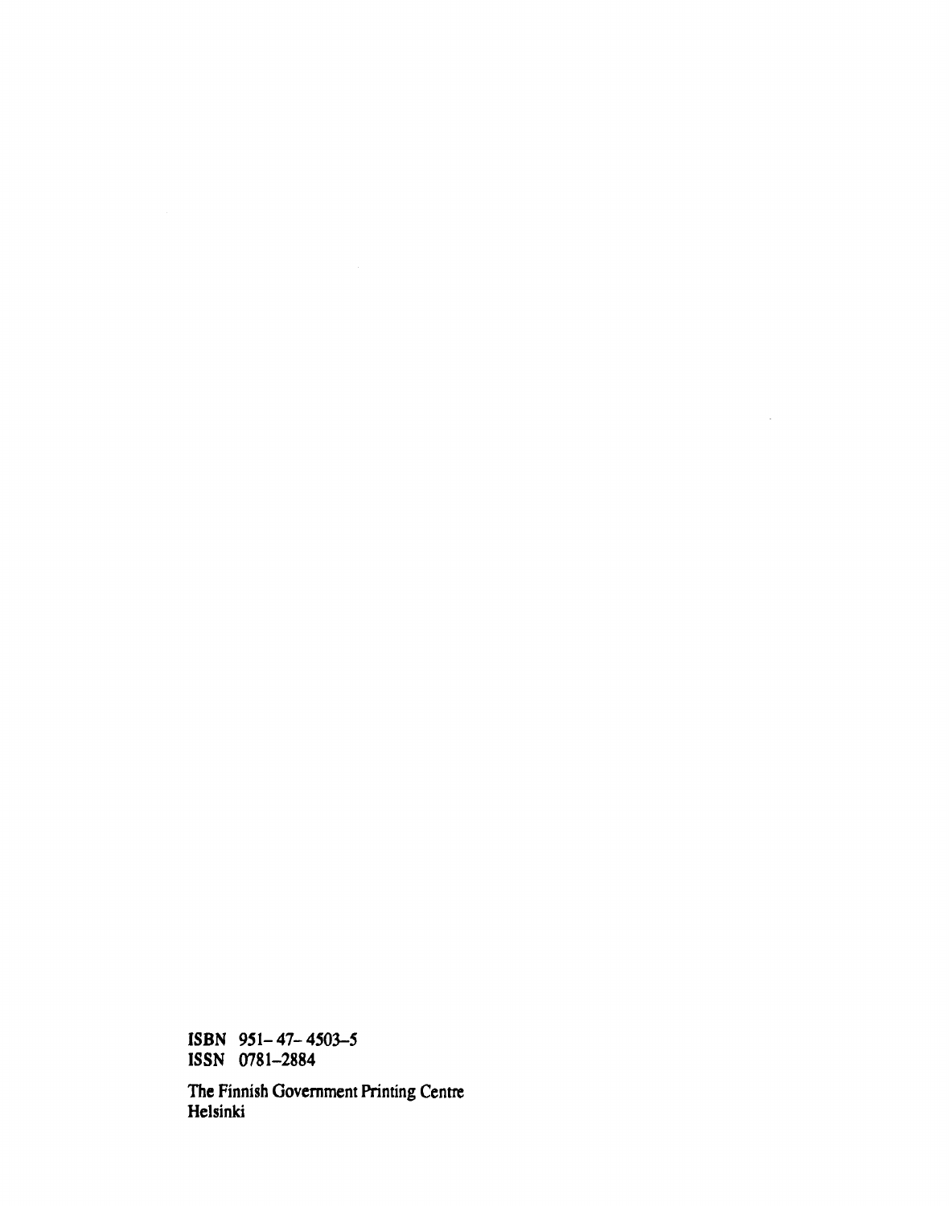ISBN 951–47–4503–5
ISSN 0781–2884

The Finnish Government Printing Centre
Helsinki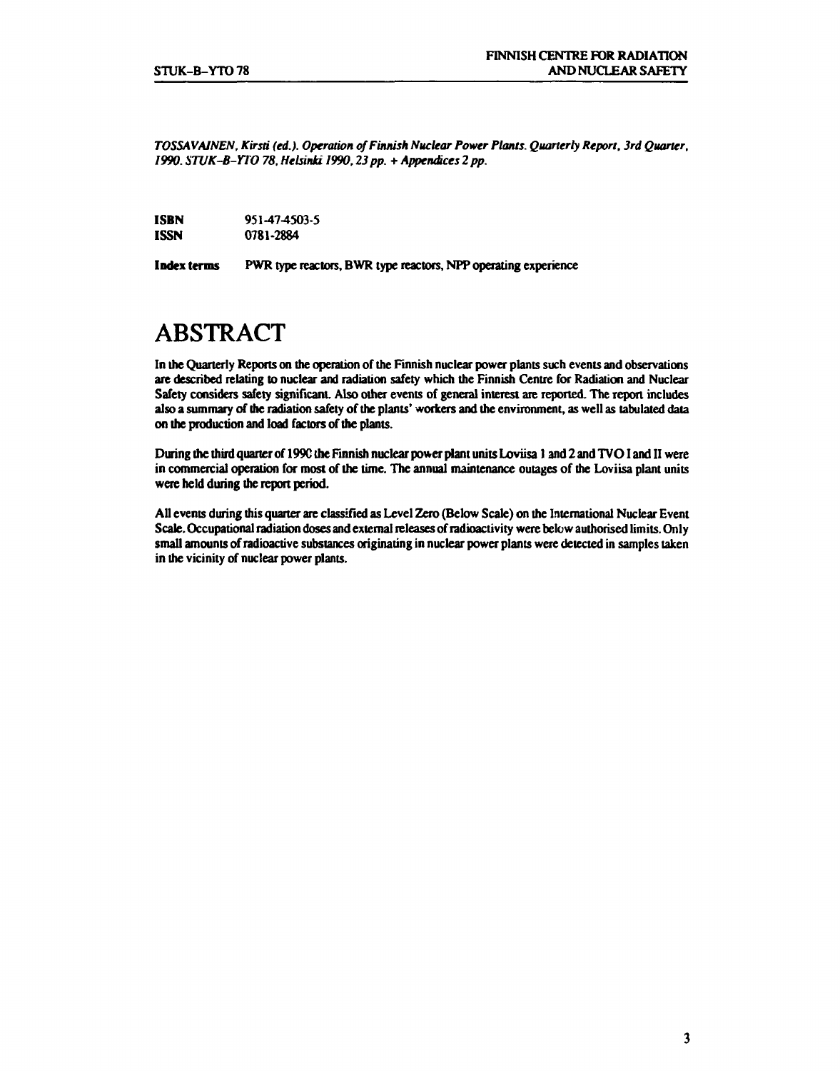*TOSSAVAINEN, Kirsti (ed.). Operation of Finnish Nuclear Power Plants. Quarterly Report, 3rd Quarter, 1990. STUK-B-YTO 78, Helsinki 1990, 23 pp. + Appendices 2 pp.*

**ISBN** 951-47-4503-5
**ISSN** 0781-2884

**Index terms** PWR type reactors, BWR type reactors, NPP operating experience

# ABSTRACT

In the Quarterly Reports on the operation of the Finnish nuclear power plants such events and observations are described relating to nuclear and radiation safety which the Finnish Centre for Radiation and Nuclear Safety considers safety significant. Also other events of general interest are reported. The report includes also a summary of the radiation safety of the plants' workers and the environment, as well as tabulated data on the production and load factors of the plants.

During the third quarter of 1990 the Finnish nuclear power plant units Loviisa 1 and 2 and TVO I and II were in commercial operation for most of the time. The annual maintenance outages of the Loviisa plant units were held during the report period.

All events during this quarter are classified as Level Zero (Below Scale) on the International Nuclear Event Scale. Occupational radiation doses and external releases of radioactivity were below authorised limits. Only small amounts of radioactive substances originating in nuclear power plants were detected in samples taken in the vicinity of nuclear power plants.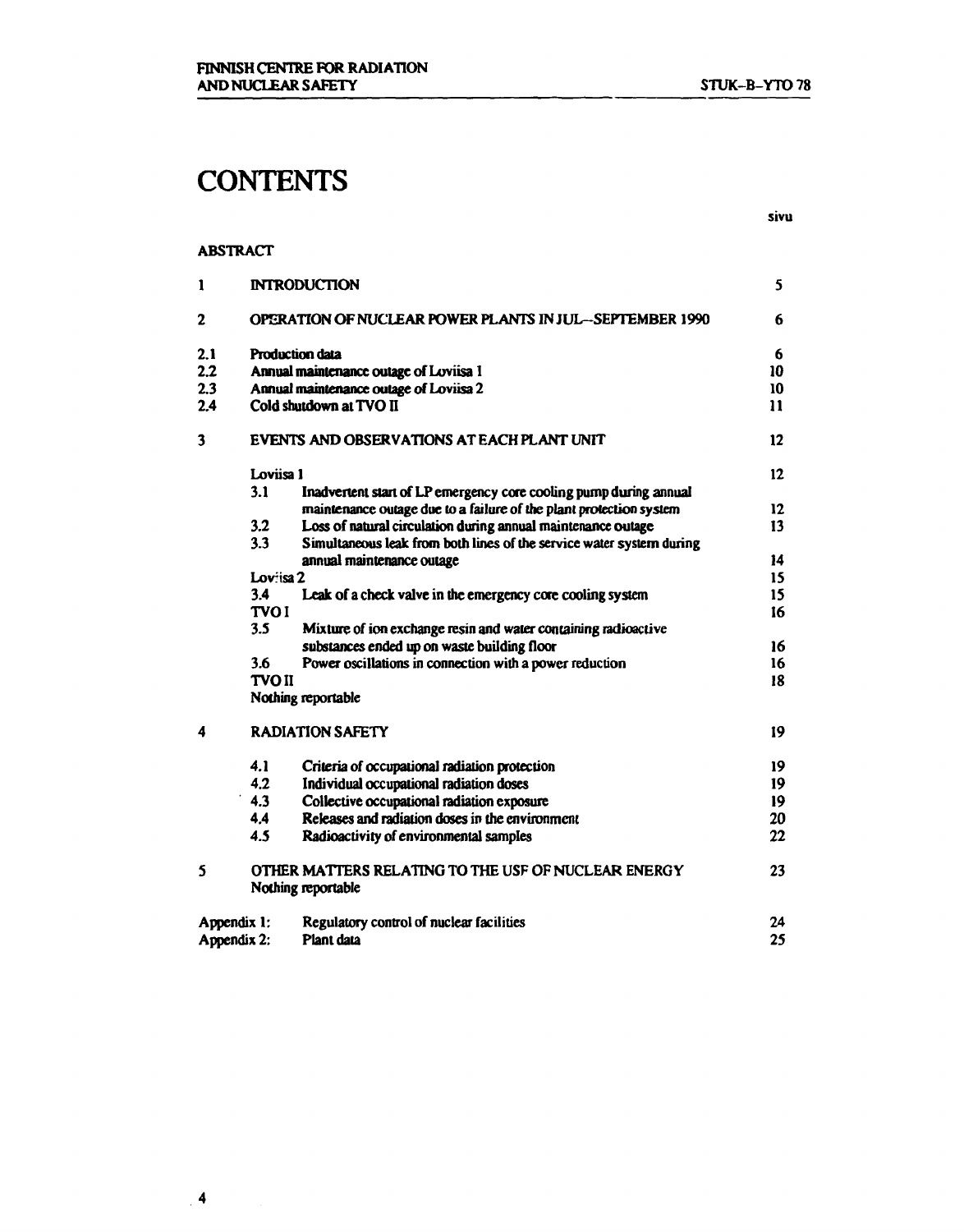# CONTENTS

| | | sivu |
|---|---|---|
| ABSTRACT | | |
| 1 | INTRODUCTION | 5 |
| 2 | OPERATION OF NUCLEAR POWER PLANTS IN JUL—SEPTEMBER 1990 | 6 |
| 2.1 | Production data | 6 |
| 2.2 | Annual maintenance outage of Loviisa 1 | 10 |
| 2.3 | Annual maintenance outage of Loviisa 2 | 10 |
| 2.4 | Cold shutdown at TVO II | 11 |
| 3 | EVENTS AND OBSERVATIONS AT EACH PLANT UNIT | 12 |
| | Loviisa 1 | 12 |
| | 3.1 Inadvertent start of LP emergency core cooling pump during annual maintenance outage due to a failure of the plant protection system | 12 |
| | 3.2 Loss of natural circulation during annual maintenance outage | 13 |
| | 3.3 Simultaneous leak from both lines of the service water system during annual maintenance outage | 14 |
| | Loviisa 2 | 15 |
| | 3.4 Leak of a check valve in the emergency core cooling system | 15 |
| | TVO I | 16 |
| | 3.5 Mixture of ion exchange resin and water containing radioactive substances ended up on waste building floor | 16 |
| | 3.6 Power oscillations in connection with a power reduction | 16 |
| | TVO II | 18 |
| | Nothing reportable | |
| 4 | RADIATION SAFETY | 19 |
| | 4.1 Criteria of occupational radiation protection | 19 |
| | 4.2 Individual occupational radiation doses | 19 |
| | 4.3 Collective occupational radiation exposure | 19 |
| | 4.4 Releases and radiation doses in the environment | 20 |
| | 4.5 Radioactivity of environmental samples | 22 |
| 5 | OTHER MATTERS RELATING TO THE USE OF NUCLEAR ENERGY<br>Nothing reportable | 23 |
| Appendix 1: | Regulatory control of nuclear facilities | 24 |
| Appendix 2: | Plant data | 25 |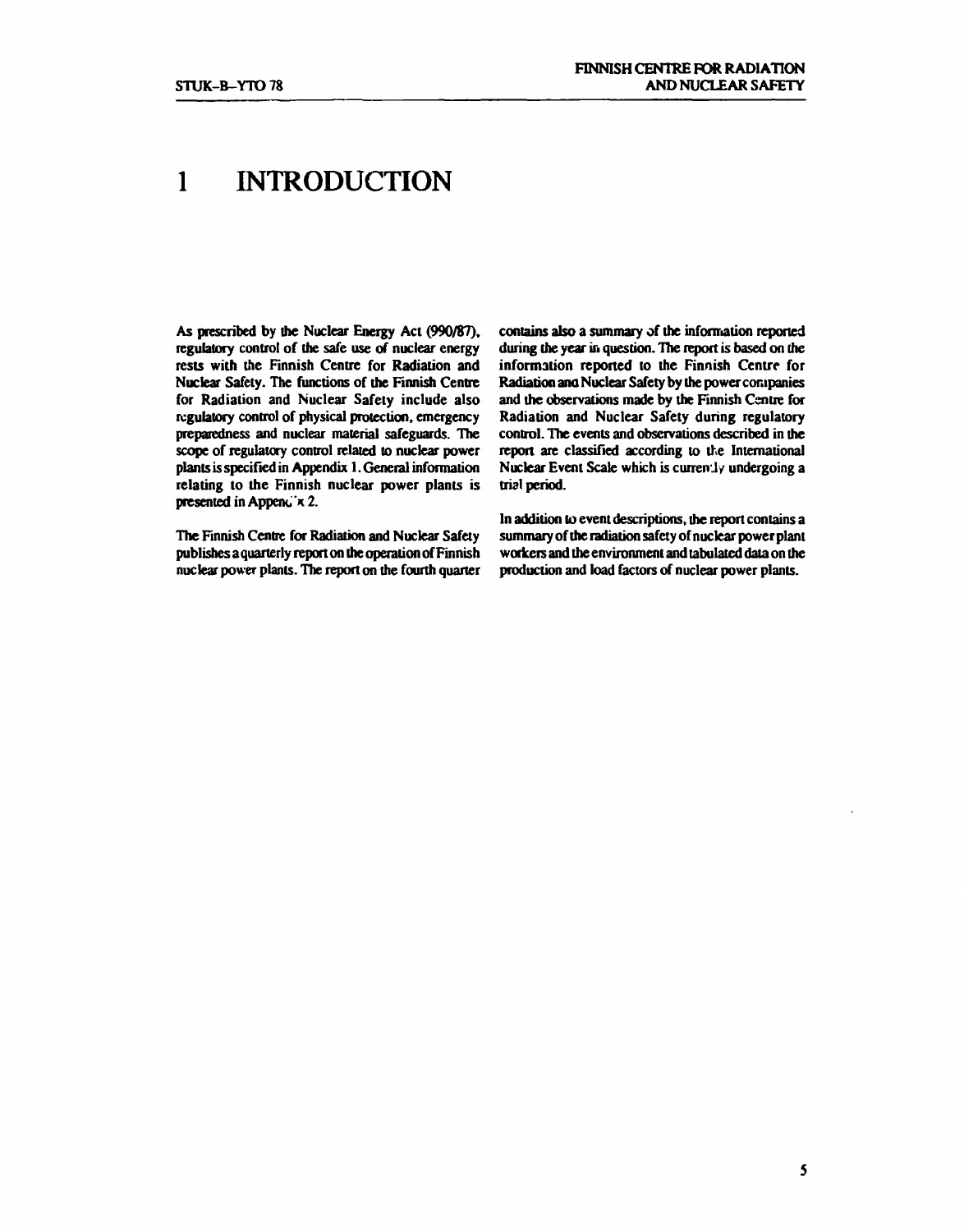# 1 INTRODUCTION

As prescribed by the Nuclear Energy Act (990/87), regulatory control of the safe use of nuclear energy rests with the Finnish Centre for Radiation and Nuclear Safety. The functions of the Finnish Centre for Radiation and Nuclear Safety include also regulatory control of physical protection, emergency preparedness and nuclear material safeguards. The scope of regulatory control related to nuclear power plants is specified in Appendix 1. General information relating to the Finnish nuclear power plants is presented in Appendix 2.

The Finnish Centre for Radiation and Nuclear Safety publishes a quarterly report on the operation of Finnish nuclear power plants. The report on the fourth quarter contains also a summary of the information reported during the year in question. The report is based on the information reported to the Finnish Centre for Radiation and Nuclear Safety by the power companies and the observations made by the Finnish Centre for Radiation and Nuclear Safety during regulatory control. The events and observations described in the report are classified according to the International Nuclear Event Scale which is currently undergoing a trial period.

In addition to event descriptions, the report contains a summary of the radiation safety of nuclear power plant workers and the environment and tabulated data on the production and load factors of nuclear power plants.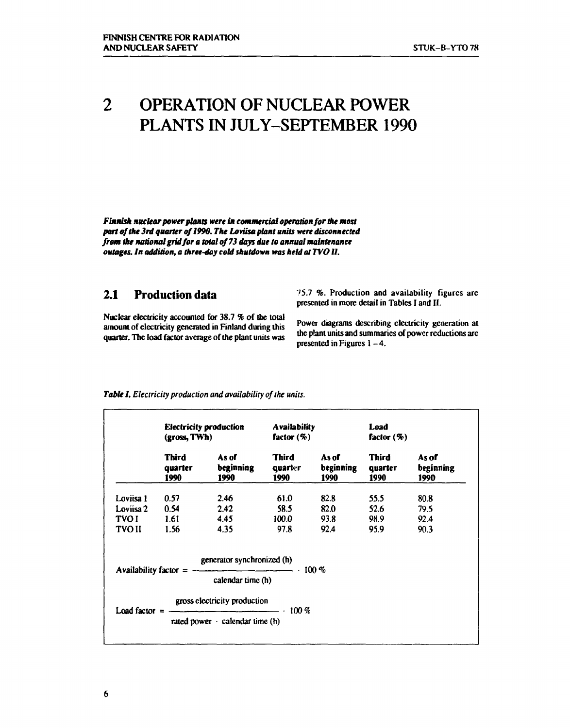# 2 OPERATION OF NUCLEAR POWER PLANTS IN JULY–SEPTEMBER 1990

***Finnish nuclear power plants were in commercial operation for the most part of the 3rd quarter of 1990. The Loviisa plant units were disconnected from the national grid for a total of 73 days due to annual maintenance outages. In addition, a three-day cold shutdown was held at TVO II.***

## 2.1 Production data

Nuclear electricity accounted for 38.7 % of the total amount of electricity generated in Finland during this quarter. The load factor average of the plant units was 75.7 %. Production and availability figures are presented in more detail in Tables I and II.

Power diagrams describing electricity generation at the plant units and summaries of power reductions are presented in Figures 1 – 4.

*Table I. Electricity production and availability of the units.*

| | Electricity production (gross, TWh) | | Availability factor (%) | | Load factor (%) | |
|---|---|---|---|---|---|---|
| | Third quarter 1990 | As of beginning 1990 | Third quarter 1990 | As of beginning 1990 | Third quarter 1990 | As of beginning 1990 |
| Loviisa 1 | 0.57 | 2.46 | 61.0 | 82.8 | 55.5 | 80.8 |
| Loviisa 2 | 0.54 | 2.42 | 58.5 | 82.0 | 52.6 | 79.5 |
| TVO I | 1.61 | 4.45 | 100.0 | 93.8 | 98.9 | 92.4 |
| TVO II | 1.56 | 4.35 | 97.8 | 92.4 | 95.9 | 90.3 |

$$\text{Availability factor} = \frac{\text{generator synchronized (h)}}{\text{calendar time (h)}} \cdot 100\ \%$$

$$\text{Load factor} = \frac{\text{gross electricity production}}{\text{rated power} \cdot \text{calendar time (h)}} \cdot 100\ \%$$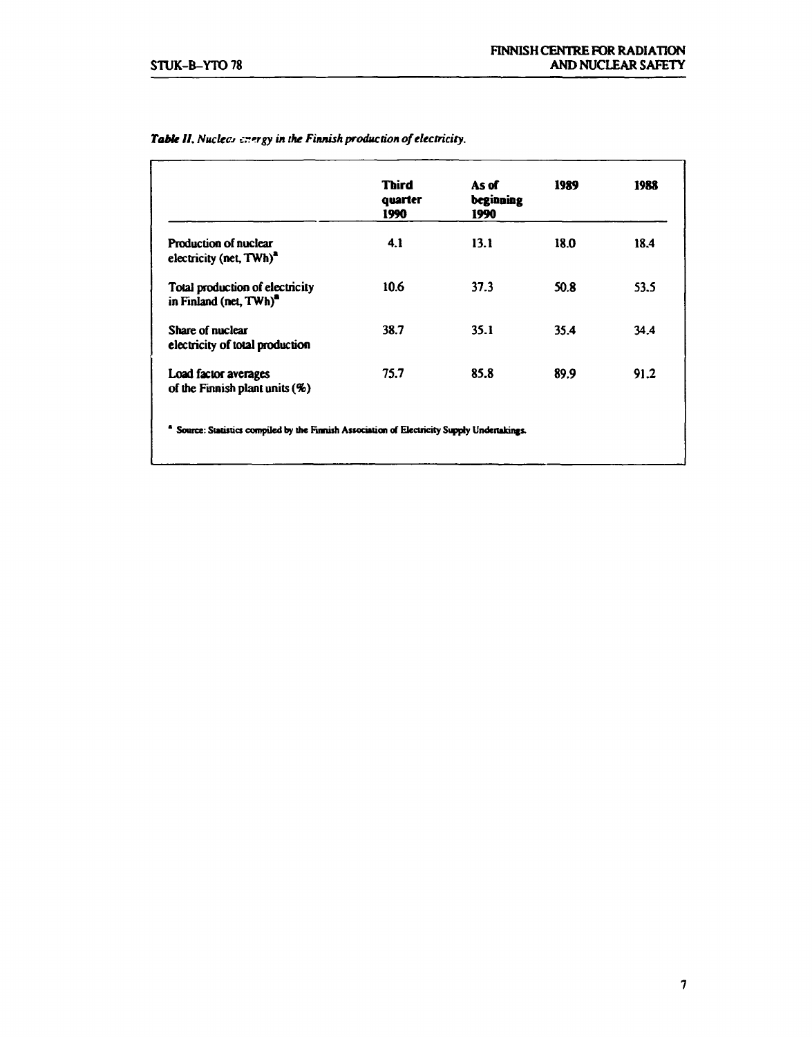*Table II. Nuclear energy in the Finnish production of electricity.*

| | Third quarter 1990 | As of beginning 1990 | 1989 | 1988 |
|---|---|---|---|---|
| Production of nuclear electricity (net, TWh)[a] | 4.1 | 13.1 | 18.0 | 18.4 |
| Total production of electricity in Finland (net, TWh)[a] | 10.6 | 37.3 | 50.8 | 53.5 |
| Share of nuclear electricity of total production | 38.7 | 35.1 | 35.4 | 34.4 |
| Load factor averages of the Finnish plant units (%) | 75.7 | 85.8 | 89.9 | 91.2 |

[a] Source: Statistics compiled by the Finnish Association of Electricity Supply Undertakings.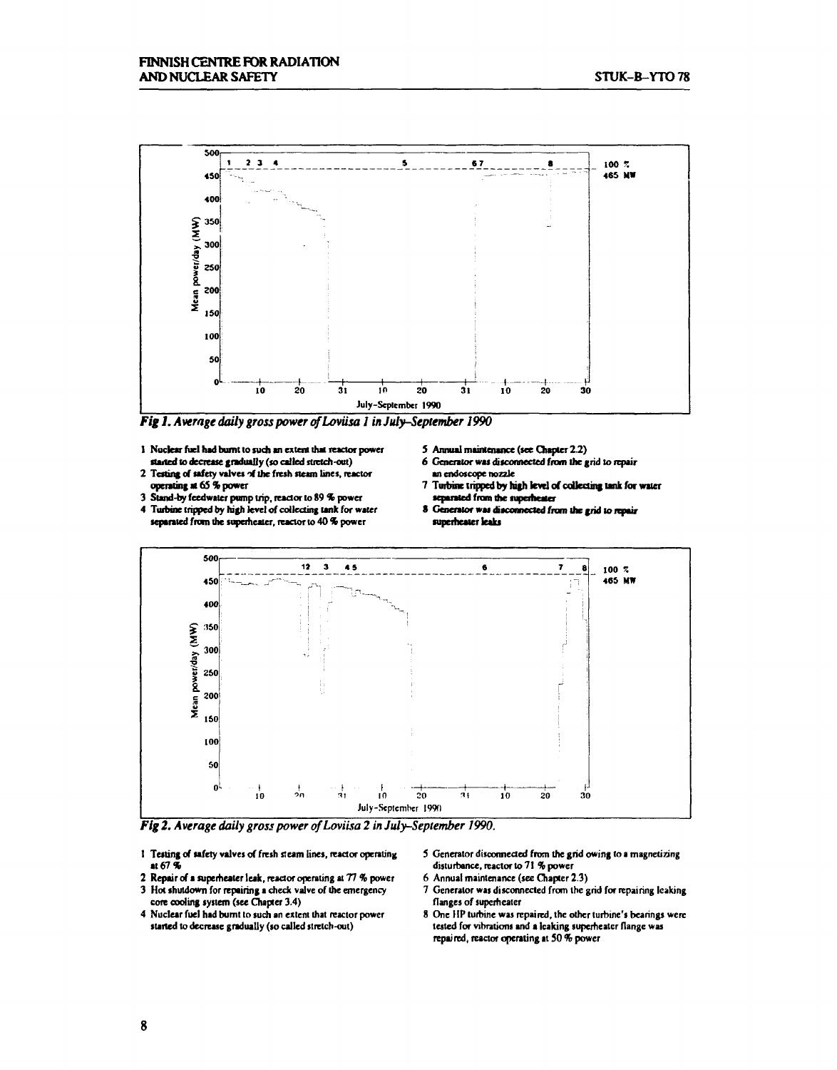*Fig 1. Average daily gross power of Loviisa 1 in July–September 1990*

1 Nuclear fuel had burnt to such an extent that reactor power started to decrease gradually (so called stretch-out)
2 Testing of safety valves of the fresh steam lines, reactor operating at 65 % power
3 Stand-by feedwater pump trip, reactor to 89 % power
4 Turbine tripped by high level of collecting tank for water separated from the superheater, reactor to 40 % power
5 Annual maintenance (see Chapter 2.2)
6 Generator was disconnected from the grid to repair an endoscope nozzle
7 Turbine tripped by high level of collecting tank for water separated from the superheater
8 Generator was disconnected from the grid to repair superheater leaks

*Fig 2. Average daily gross power of Loviisa 2 in July–September 1990.*

1 Testing of safety valves of fresh steam lines, reactor operating at 67 %
2 Repair of a superheater leak, reactor operating at 77 % power
3 Hot shutdown for repairing a check valve of the emergency core cooling system (see Chapter 3.4)
4 Nuclear fuel had burnt to such an extent that reactor power started to decrease gradually (so called stretch-out)
5 Generator disconnected from the grid owing to a magnetizing disturbance, reactor to 71 % power
6 Annual maintenance (see Chapter 2.3)
7 Generator was disconnected from the grid for repairing leaking flanges of superheater
8 One HP turbine was repaired, the other turbine's bearings were tested for vibrations and a leaking superheater flange was repaired, reactor operating at 50 % power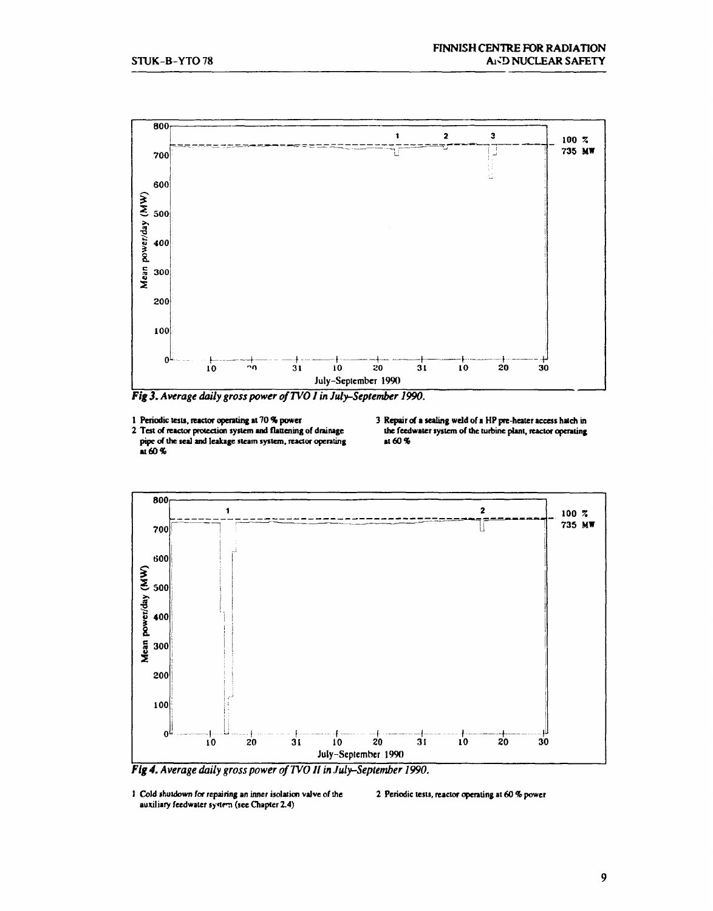*Fig 3. Average daily gross power of TVO I in July–September 1990.*

1 Periodic tests, reactor operating at 70 % power
2 Test of reactor protection system and flattening of drainage pipe of the seal and leakage steam system, reactor operating at 60 %
3 Repair of a sealing weld of a HP pre-heater access hatch in the feedwater system of the turbine plant, reactor operating at 60 %

*Fig 4. Average daily gross power of TVO II in July–September 1990.*

1 Cold shutdown for repairing an inner isolation valve of the auxiliary feedwater system (see Chapter 2.4)
2 Periodic tests, reactor operating at 60 % power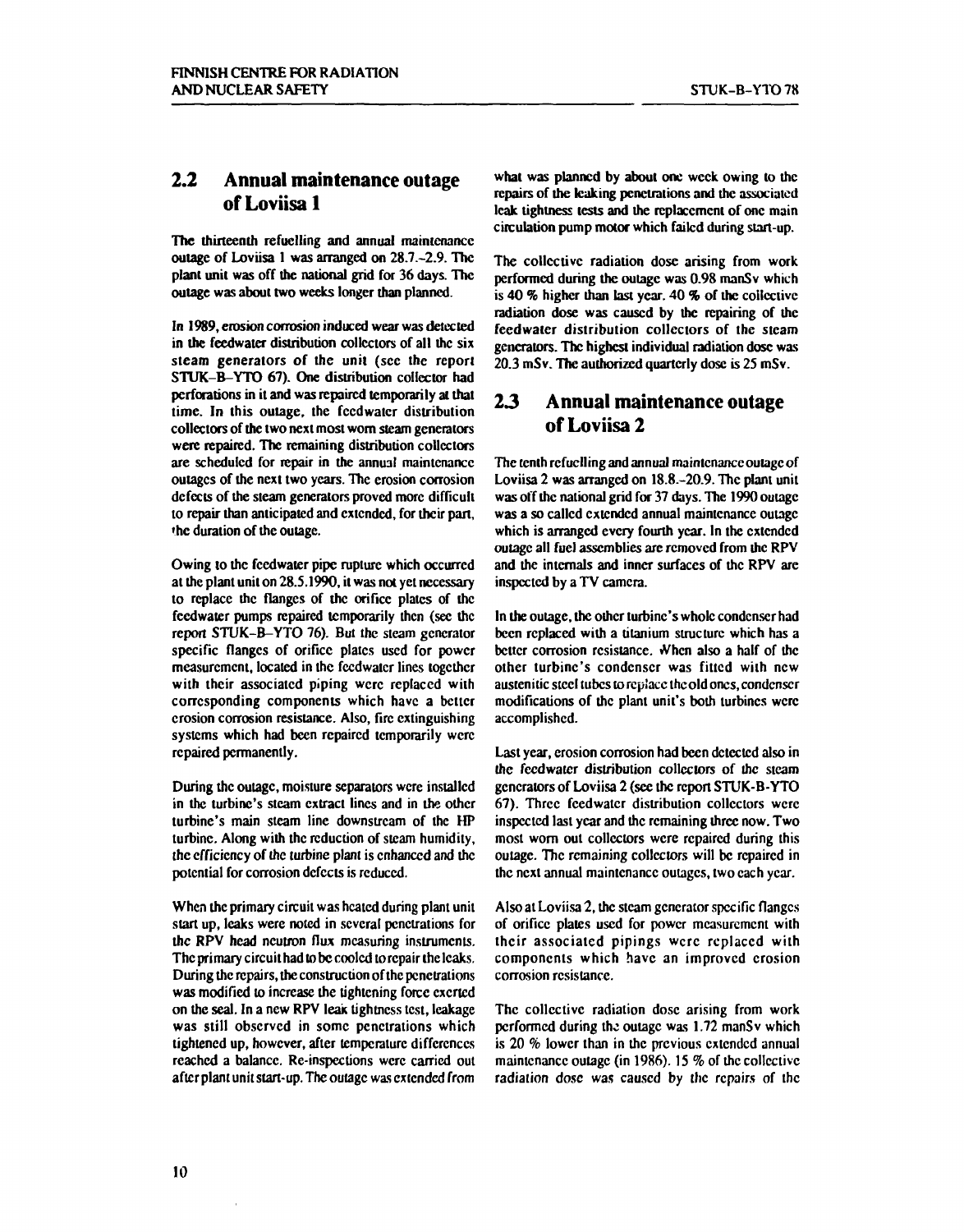## 2.2 Annual maintenance outage of Loviisa 1

The thirteenth refuelling and annual maintenance outage of Loviisa 1 was arranged on 28.7.–2.9. The plant unit was off the national grid for 36 days. The outage was about two weeks longer than planned.

In 1989, erosion corrosion induced wear was detected in the feedwater distribution collectors of all the six steam generators of the unit (see the report STUK–B–YTO 67). One distribution collector had perforations in it and was repaired temporarily at that time. In this outage, the feedwater distribution collectors of the two next most worn steam generators were repaired. The remaining distribution collectors are scheduled for repair in the annual maintenance outages of the next two years. The erosion corrosion defects of the steam generators proved more difficult to repair than anticipated and extended, for their part, the duration of the outage.

Owing to the feedwater pipe rupture which occurred at the plant unit on 28.5.1990, it was not yet necessary to replace the flanges of the orifice plates of the feedwater pumps repaired temporarily then (see the report STUK–B–YTO 76). But the steam generator specific flanges of orifice plates used for power measurement, located in the feedwater lines together with their associated piping were replaced with corresponding components which have a better erosion corrosion resistance. Also, fire extinguishing systems which had been repaired temporarily were repaired permanently.

During the outage, moisture separators were installed in the turbine's steam extract lines and in the other turbine's main steam line downstream of the HP turbine. Along with the reduction of steam humidity, the efficiency of the turbine plant is enhanced and the potential for corrosion defects is reduced.

When the primary circuit was heated during plant unit start up, leaks were noted in several penetrations for the RPV head neutron flux measuring instruments. The primary circuit had to be cooled to repair the leaks. During the repairs, the construction of the penetrations was modified to increase the tightening force exerted on the seal. In a new RPV leak tightness test, leakage was still observed in some penetrations which tightened up, however, after temperature differences reached a balance. Re-inspections were carried out after plant unit start-up. The outage was extended from what was planned by about one week owing to the repairs of the leaking penetrations and the associated leak tightness tests and the replacement of one main circulation pump motor which failed during start-up.

The collective radiation dose arising from work performed during the outage was 0.98 manSv which is 40 % higher than last year. 40 % of the collective radiation dose was caused by the repairing of the feedwater distribution collectors of the steam generators. The highest individual radiation dose was 20.3 mSv. The authorized quarterly dose is 25 mSv.

## 2.3 Annual maintenance outage of Loviisa 2

The tenth refuelling and annual maintenance outage of Loviisa 2 was arranged on 18.8.–20.9. The plant unit was off the national grid for 37 days. The 1990 outage was a so called extended annual maintenance outage which is arranged every fourth year. In the extended outage all fuel assemblies are removed from the RPV and the internals and inner surfaces of the RPV are inspected by a TV camera.

In the outage, the other turbine's whole condenser had been replaced with a titanium structure which has a better corrosion resistance. When also a half of the other turbine's condenser was fitted with new austenitic steel tubes to replace the old ones, condenser modifications of the plant unit's both turbines were accomplished.

Last year, erosion corrosion had been detected also in the feedwater distribution collectors of the steam generators of Loviisa 2 (see the report STUK-B-YTO 67). Three feedwater distribution collectors were inspected last year and the remaining three now. Two most worn out collectors were repaired during this outage. The remaining collectors will be repaired in the next annual maintenance outages, two each year.

Also at Loviisa 2, the steam generator specific flanges of orifice plates used for power measurement with their associated pipings were replaced with components which have an improved erosion corrosion resistance.

The collective radiation dose arising from work performed during the outage was 1.72 manSv which is 20 % lower than in the previous extended annual maintenance outage (in 1986). 15 % of the collective radiation dose was caused by the repairs of the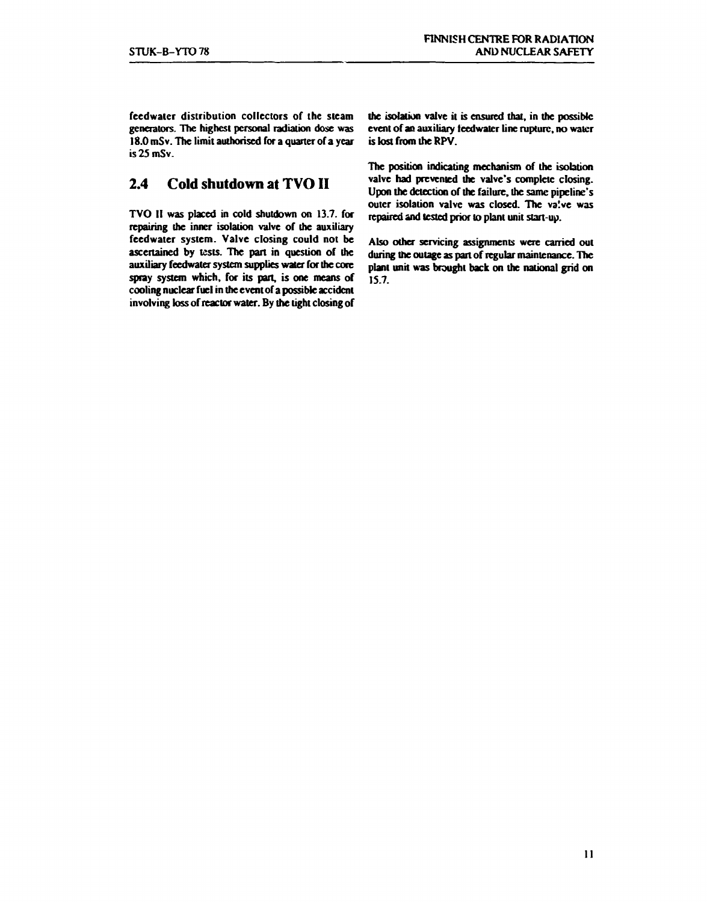feedwater distribution collectors of the steam generators. The highest personal radiation dose was 18.0 mSv. The limit authorised for a quarter of a year is 25 mSv.

## 2.4 Cold shutdown at TVO II

TVO II was placed in cold shutdown on 13.7. for repairing the inner isolation valve of the auxiliary feedwater system. Valve closing could not be ascertained by tests. The part in question of the auxiliary feedwater system supplies water for the core spray system which, for its part, is one means of cooling nuclear fuel in the event of a possible accident involving loss of reactor water. By the tight closing of the isolation valve it is ensured that, in the possible event of an auxiliary feedwater line rupture, no water is lost from the RPV.

The position indicating mechanism of the isolation valve had prevented the valve's complete closing. Upon the detection of the failure, the same pipeline's outer isolation valve was closed. The valve was repaired and tested prior to plant unit start-up.

Also other servicing assignments were carried out during the outage as part of regular maintenance. The plant unit was brought back on the national grid on 15.7.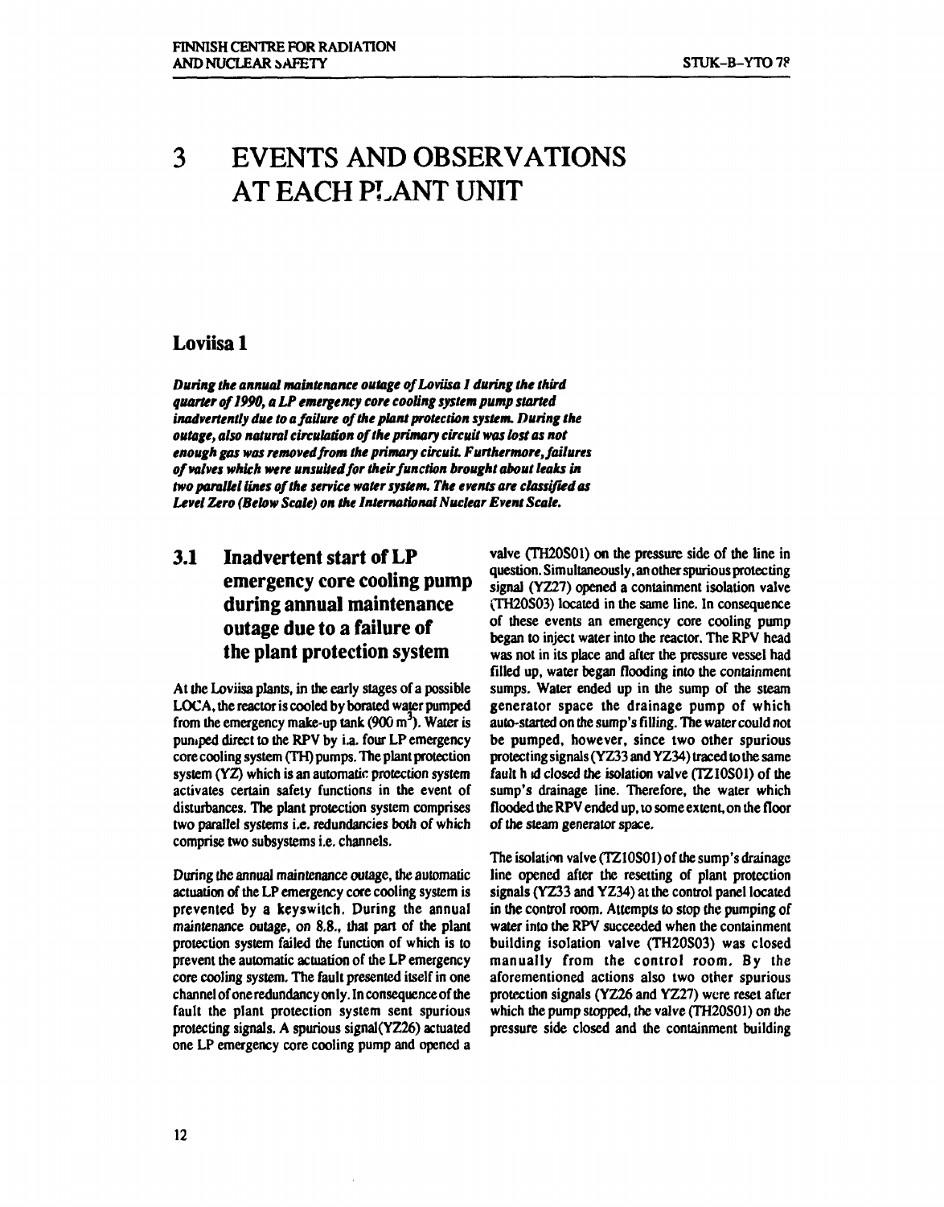# 3 EVENTS AND OBSERVATIONS AT EACH PLANT UNIT

## Loviisa 1

***During the annual maintenance outage of Loviisa 1 during the third quarter of 1990, a LP emergency core cooling system pump started inadvertently due to a failure of the plant protection system. During the outage, also natural circulation of the primary circuit was lost as not enough gas was removed from the primary circuit. Furthermore, failures of valves which were unsuited for their function brought about leaks in two parallel lines of the service water system. The events are classified as Level Zero (Below Scale) on the International Nuclear Event Scale.***

### 3.1 Inadvertent start of LP emergency core cooling pump during annual maintenance outage due to a failure of the plant protection system

At the Loviisa plants, in the early stages of a possible LOCA, the reactor is cooled by borated water pumped from the emergency make-up tank (900 $m^3$). Water is pumped direct to the RPV by i.a. four LP emergency core cooling system (TH) pumps. The plant protection system (YZ) which is an automatic protection system activates certain safety functions in the event of disturbances. The plant protection system comprises two parallel systems i.e. redundancies both of which comprise two subsystems i.e. channels.

During the annual maintenance outage, the automatic actuation of the LP emergency core cooling system is prevented by a keyswitch. During the annual maintenance outage, on 8.8., that part of the plant protection system failed the function of which is to prevent the automatic actuation of the LP emergency core cooling system. The fault presented itself in one channel of one redundancy only. In consequence of the fault the plant protection system sent spurious protecting signals. A spurious signal (YZ26) actuated one LP emergency core cooling pump and opened a valve (TH20S01) on the pressure side of the line in question. Simultaneously, another spurious protecting signal (YZ27) opened a containment isolation valve (TH20S03) located in the same line. In consequence of these events an emergency core cooling pump began to inject water into the reactor. The RPV head was not in its place and after the pressure vessel had filled up, water began flooding into the containment sumps. Water ended up in the sump of the steam generator space the drainage pump of which auto-started on the sump's filling. The water could not be pumped, however, since two other spurious protecting signals (YZ33 and YZ34) traced to the same fault h d closed the isolation valve (TZ10S01) of the sump's drainage line. Therefore, the water which flooded the RPV ended up, to some extent, on the floor of the steam generator space.

The isolation valve (TZ10S01) of the sump's drainage line opened after the resetting of plant protection signals (YZ33 and YZ34) at the control panel located in the control room. Attempts to stop the pumping of water into the RPV succeeded when the containment building isolation valve (TH20S03) was closed manually from the control room. By the aforementioned actions also two other spurious protection signals (YZ26 and YZ27) were reset after which the pump stopped, the valve (TH20S01) on the pressure side closed and the containment building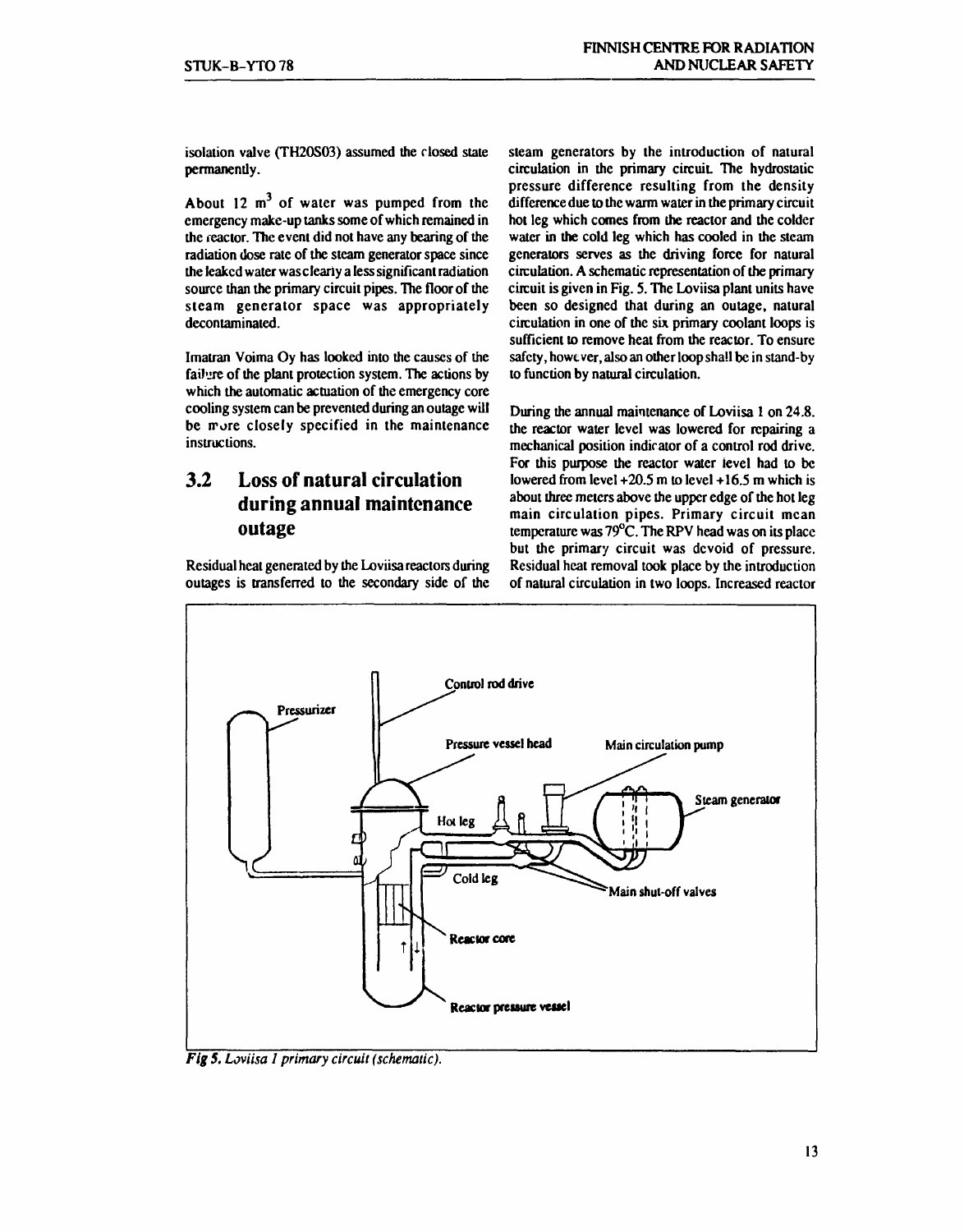isolation valve (TH20S03) assumed the closed state permanently.

About 12 $m^3$ of water was pumped from the emergency make-up tanks some of which remained in the reactor. The event did not have any bearing of the radiation dose rate of the steam generator space since the leaked water was clearly a less significant radiation source than the primary circuit pipes. The floor of the steam generator space was appropriately decontaminated.

Imatran Voima Oy has looked into the causes of the failure of the plant protection system. The actions by which the automatic actuation of the emergency core cooling system can be prevented during an outage will be more closely specified in the maintenance instructions.

## 3.2 Loss of natural circulation during annual maintenance outage

Residual heat generated by the Loviisa reactors during outages is transferred to the secondary side of the steam generators by the introduction of natural circulation in the primary circuit. The hydrostatic pressure difference resulting from the density difference due to the warm water in the primary circuit hot leg which comes from the reactor and the colder water in the cold leg which has cooled in the steam generators serves as the driving force for natural circulation. A schematic representation of the primary circuit is given in Fig. 5. The Loviisa plant units have been so designed that during an outage, natural circulation in one of the six primary coolant loops is sufficient to remove heat from the reactor. To ensure safety, however, also an other loop shall be in stand-by to function by natural circulation.

During the annual maintenance of Loviisa 1 on 24.8. the reactor water level was lowered for repairing a mechanical position indicator of a control rod drive. For this purpose the reactor water level had to be lowered from level +20.5 m to level +16.5 m which is about three meters above the upper edge of the hot leg main circulation pipes. Primary circuit mean temperature was 79°C. The RPV head was on its place but the primary circuit was devoid of pressure. Residual heat removal took place by the introduction of natural circulation in two loops. Increased reactor

*Fig 5. Loviisa 1 primary circuit (schematic).*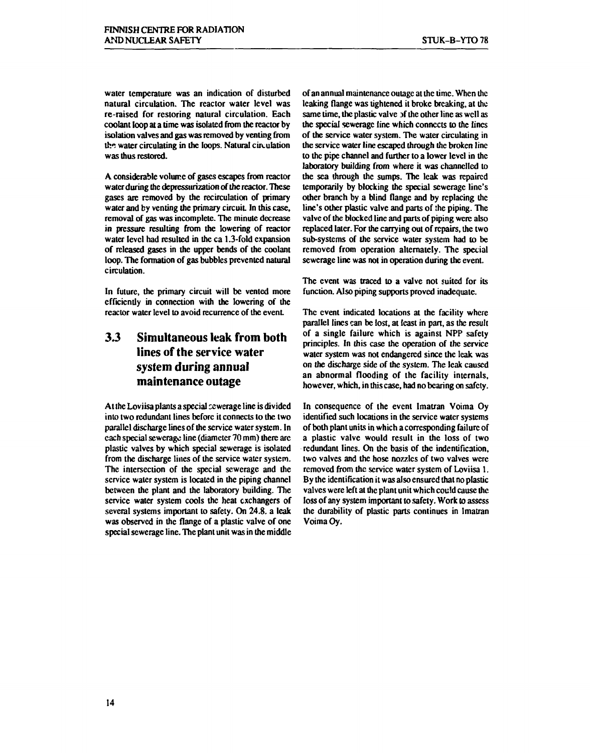water temperature was an indication of disturbed natural circulation. The reactor water level was re-raised for restoring natural circulation. Each coolant loop at a time was isolated from the reactor by isolation valves and gas was removed by venting from the water circulating in the loops. Natural circulation was thus restored.

A considerable volume of gases escapes from reactor water during the depressurization of the reactor. These gases are removed by the recirculation of primary water and by venting the primary circuit. In this case, removal of gas was incomplete. The minute decrease in pressure resulting from the lowering of reactor water level had resulted in the ca 1.3-fold expansion of released gases in the upper bends of the coolant loop. The formation of gas bubbles prevented natural circulation.

In future, the primary circuit will be vented more efficiently in connection with the lowering of the reactor water level to avoid recurrence of the event.

## 3.3 Simultaneous leak from both lines of the service water system during annual maintenance outage

At the Loviisa plants a special sewerage line is divided into two redundant lines before it connects to the two parallel discharge lines of the service water system. In each special sewerage line (diameter 70 mm) there are plastic valves by which special sewerage is isolated from the discharge lines of the service water system. The intersection of the special sewerage and the service water system is located in the piping channel between the plant and the laboratory building. The service water system cools the heat exchangers of several systems important to safety. On 24.8. a leak was observed in the flange of a plastic valve of one special sewerage line. The plant unit was in the middle of an annual maintenance outage at the time. When the leaking flange was tightened it broke breaking, at the same time, the plastic valve of the other line as well as the special sewerage line which connects to the lines of the service water system. The water circulating in the service water line escaped through the broken line to the pipe channel and further to a lower level in the laboratory building from where it was channelled to the sea through the sumps. The leak was repaired temporarily by blocking the special sewerage line's other branch by a blind flange and by replacing the line's other plastic valve and parts of the piping. The valve of the blocked line and parts of piping were also replaced later. For the carrying out of repairs, the two sub-systems of the service water system had to be removed from operation alternately. The special sewerage line was not in operation during the event.

The event was traced to a valve not suited for its function. Also piping supports proved inadequate.

The event indicated locations at the facility where parallel lines can be lost, at least in part, as the result of a single failure which is against NPP safety principles. In this case the operation of the service water system was not endangered since the leak was on the discharge side of the system. The leak caused an abnormal flooding of the facility internals, however, which, in this case, had no bearing on safety.

In consequence of the event Imatran Voima Oy identified such locations in the service water systems of both plant units in which a corresponding failure of a plastic valve would result in the loss of two redundant lines. On the basis of the indentification, two valves and the hose nozzles of two valves were removed from the service water system of Loviisa 1. By the identification it was also ensured that no plastic valves were left at the plant unit which could cause the loss of any system important to safety. Work to assess the durability of plastic parts continues in Imatran Voima Oy.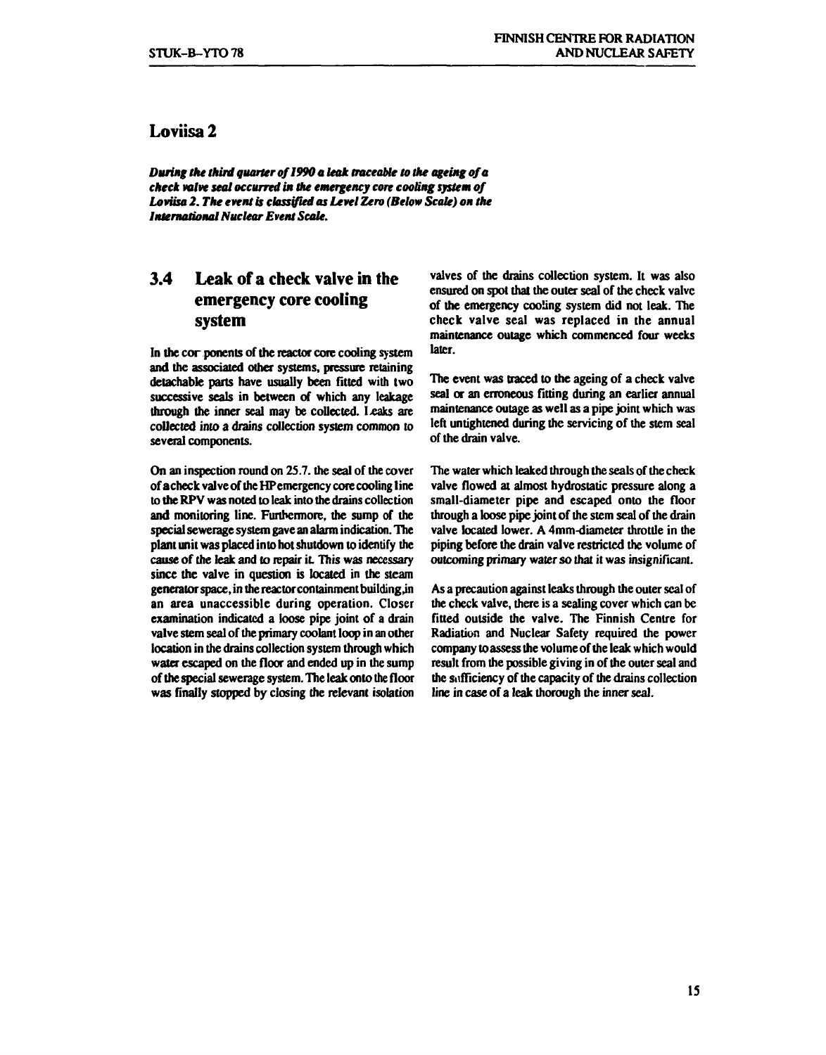## Loviisa 2

***During the third quarter of 1990 a leak traceable to the ageing of a check valve seal occurred in the emergency core cooling system of Loviisa 2. The event is classified as Level Zero (Below Scale) on the International Nuclear Event Scale.***

### 3.4 Leak of a check valve in the emergency core cooling system

In the components of the reactor core cooling system and the associated other systems, pressure retaining detachable parts have usually been fitted with two successive seals in between of which any leakage through the inner seal may be collected. Leaks are collected into a drains collection system common to several components.

On an inspection round on 25.7. the seal of the cover of a check valve of the HP emergency core cooling line to the RPV was noted to leak into the drains collection and monitoring line. Furthermore, the sump of the special sewerage system gave an alarm indication. The plant unit was placed into hot shutdown to identify the cause of the leak and to repair it. This was necessary since the valve in question is located in the steam generator space, in the reactor containment building,in an area unaccessible during operation. Closer examination indicated a loose pipe joint of a drain valve stem seal of the primary coolant loop in an other location in the drains collection system through which water escaped on the floor and ended up in the sump of the special sewerage system. The leak onto the floor was finally stopped by closing the relevant isolation valves of the drains collection system. It was also ensured on spot that the outer seal of the check valve of the emergency cooling system did not leak. The check valve seal was replaced in the annual maintenance outage which commenced four weeks later.

The event was traced to the ageing of a check valve seal or an erroneous fitting during an earlier annual maintenance outage as well as a pipe joint which was left untightened during the servicing of the stem seal of the drain valve.

The water which leaked through the seals of the check valve flowed at almost hydrostatic pressure along a small-diameter pipe and escaped onto the floor through a loose pipe joint of the stem seal of the drain valve located lower. A 4mm-diameter throttle in the piping before the drain valve restricted the volume of outcoming primary water so that it was insignificant.

As a precaution against leaks through the outer seal of the check valve, there is a sealing cover which can be fitted outside the valve. The Finnish Centre for Radiation and Nuclear Safety required the power company to assess the volume of the leak which would result from the possible giving in of the outer seal and the sufficiency of the capacity of the drains collection line in case of a leak thorough the inner seal.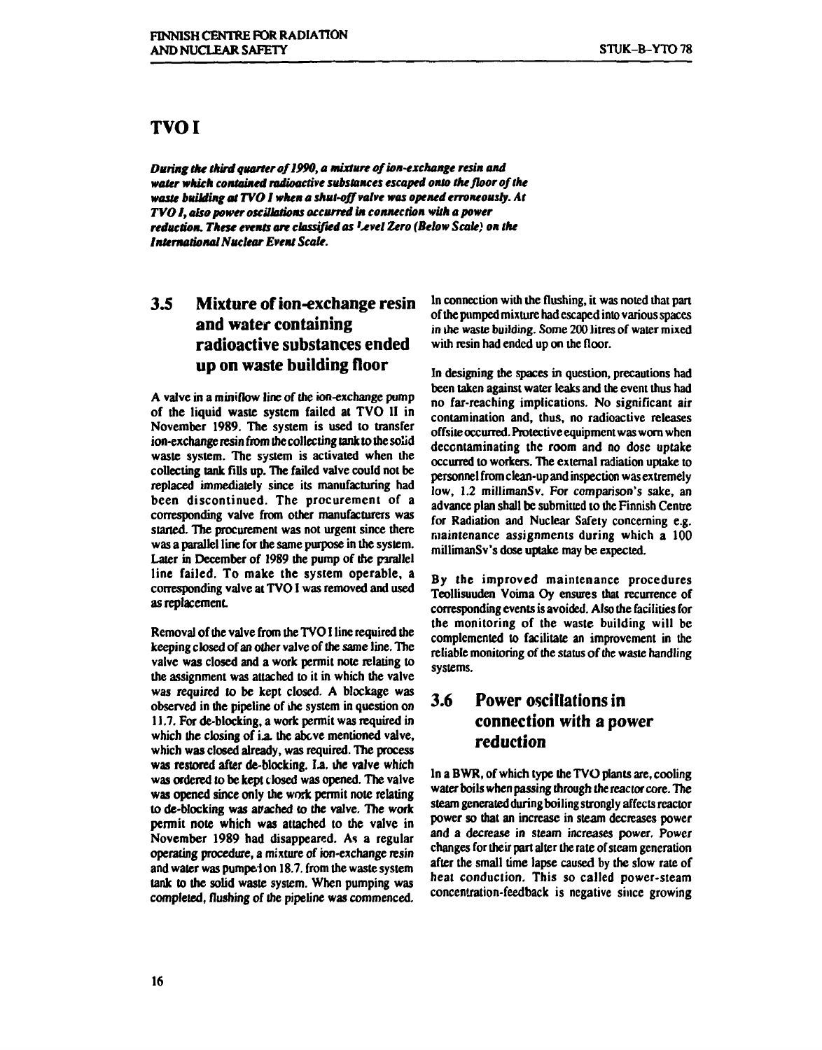# TVO I

***During the third quarter of 1990, a mixture of ion-exchange resin and water which contained radioactive substances escaped onto the floor of the waste building at TVO I when a shut-off valve was opened erroneously. At TVO I, also power oscillations occurred in connection with a power reduction. These events are classified as Level Zero (Below Scale) on the International Nuclear Event Scale.***

## 3.5 Mixture of ion-exchange resin and water containing radioactive substances ended up on waste building floor

A valve in a miniflow line of the ion-exchange pump of the liquid waste system failed at TVO II in November 1989. The system is used to transfer ion-exchange resin from the collecting tank to the solid waste system. The system is activated when the collecting tank fills up. The failed valve could not be replaced immediately since its manufacturing had been discontinued. The procurement of a corresponding valve from other manufacturers was started. The procurement was not urgent since there was a parallel line for the same purpose in the system. Later in December of 1989 the pump of the parallel line failed. To make the system operable, a corresponding valve at TVO I was removed and used as replacement.

Removal of the valve from the TVO I line required the keeping closed of an other valve of the same line. The valve was closed and a work permit note relating to the assignment was attached to it in which the valve was required to be kept closed. A blockage was observed in the pipeline of the system in question on 11.7. For de-blocking, a work permit was required in which the closing of i.a. the above mentioned valve, which was closed already, was required. The process was restored after de-blocking. I.a. the valve which was ordered to be kept closed was opened. The valve was opened since only the work permit note relating to de-blocking was attached to the valve. The work permit note which was attached to the valve in November 1989 had disappeared. As a regular operating procedure, a mixture of ion-exchange resin and water was pumped on 18.7. from the waste system tank to the solid waste system. When pumping was completed, flushing of the pipeline was commenced.

In connection with the flushing, it was noted that part of the pumped mixture had escaped into various spaces in the waste building. Some 200 litres of water mixed with resin had ended up on the floor.

In designing the spaces in question, precautions had been taken against water leaks and the event thus had no far-reaching implications. No significant air contamination and, thus, no radioactive releases offsite occurred. Protective equipment was worn when decontaminating the room and no dose uptake occurred to workers. The external radiation uptake to personnel from clean-up and inspection was extremely low, 1.2 millimanSv. For comparison's sake, an advance plan shall be submitted to the Finnish Centre for Radiation and Nuclear Safety concerning e.g. maintenance assignments during which a 100 millimanSv's dose uptake may be expected.

By the improved maintenance procedures Teollisuuden Voima Oy ensures that recurrence of corresponding events is avoided. Also the facilities for the monitoring of the waste building will be complemented to facilitate an improvement in the reliable monitoring of the status of the waste handling systems.

## 3.6 Power oscillations in connection with a power reduction

In a BWR, of which type the TVO plants are, cooling water boils when passing through the reactor core. The steam generated during boiling strongly affects reactor power so that an increase in steam decreases power and a decrease in steam increases power. Power changes for their part alter the rate of steam generation after the small time lapse caused by the slow rate of heat conduction. This so called power-steam concentration-feedback is negative since growing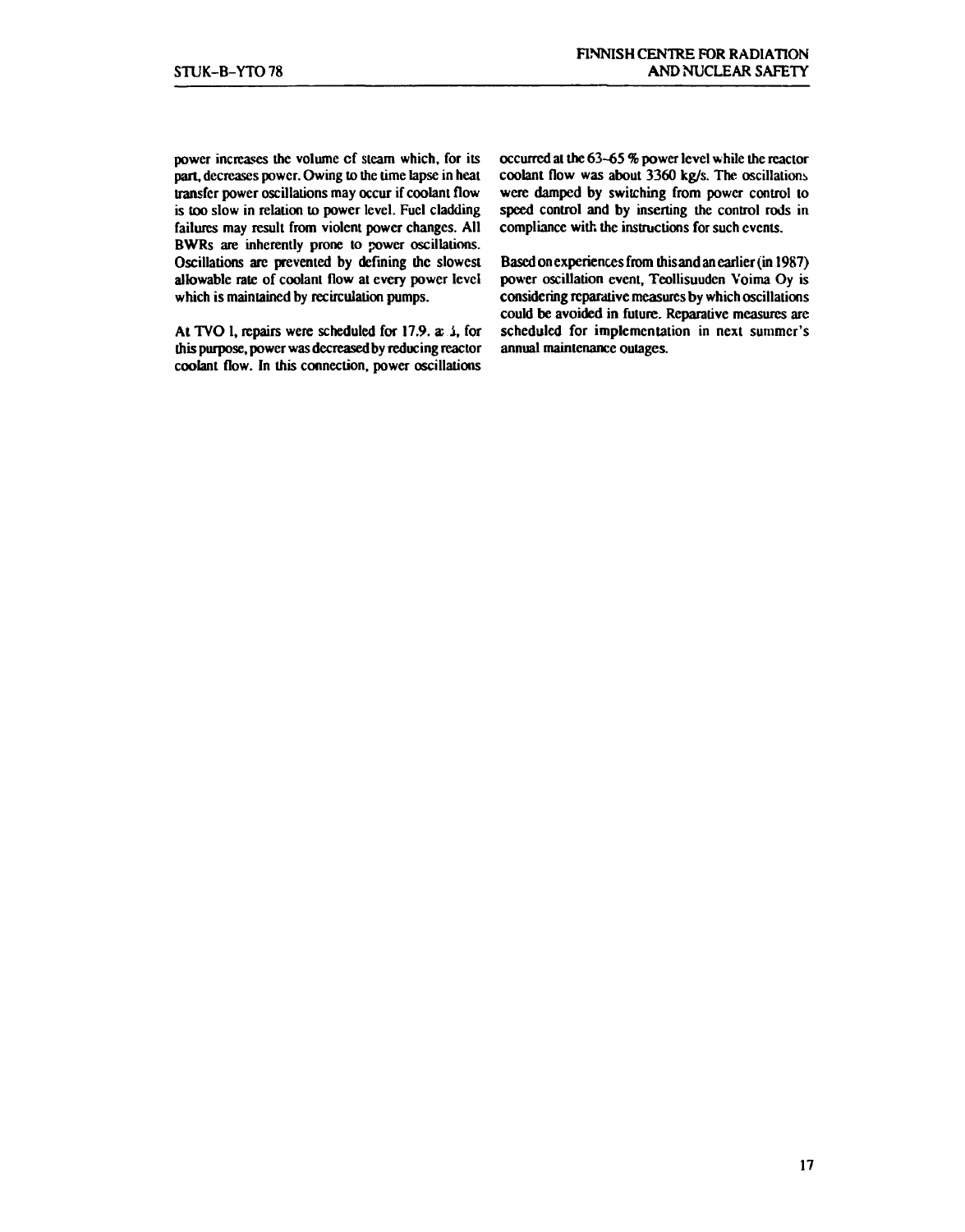power increases the volume of steam which, for its part, decreases power. Owing to the time lapse in heat transfer power oscillations may occur if coolant flow is too slow in relation to power level. Fuel cladding failures may result from violent power changes. All BWRs are inherently prone to power oscillations. Oscillations are prevented by defining the slowest allowable rate of coolant flow at every power level which is maintained by recirculation pumps.

At TVO I, repairs were scheduled for 17.9. and, for this purpose, power was decreased by reducing reactor coolant flow. In this connection, power oscillations occurred at the 63–65 % power level while the reactor coolant flow was about 3360 kg/s. The oscillations were damped by switching from power control to speed control and by inserting the control rods in compliance with the instructions for such events.

Based on experiences from this and an earlier (in 1987) power oscillation event, Teollisuuden Voima Oy is considering reparative measures by which oscillations could be avoided in future. Reparative measures are scheduled for implementation in next summer's annual maintenance outages.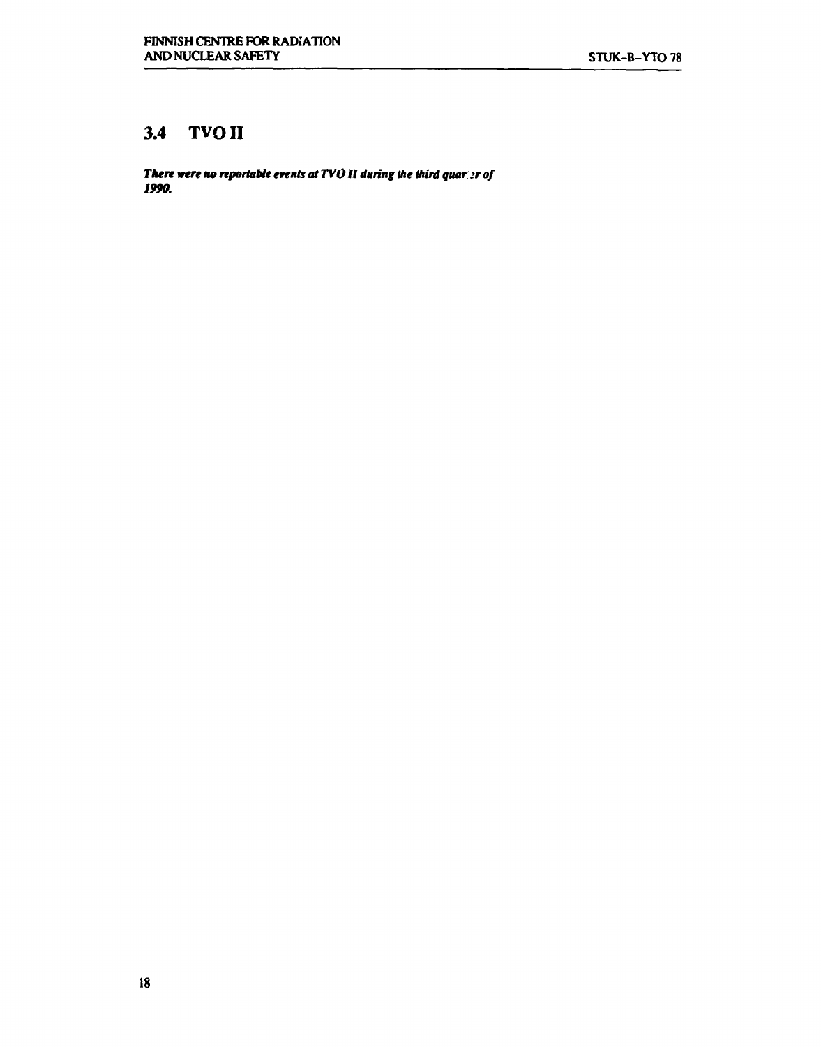## 3.4 TVO II

***There were no reportable events at TVO II during the third quarter of 1990.***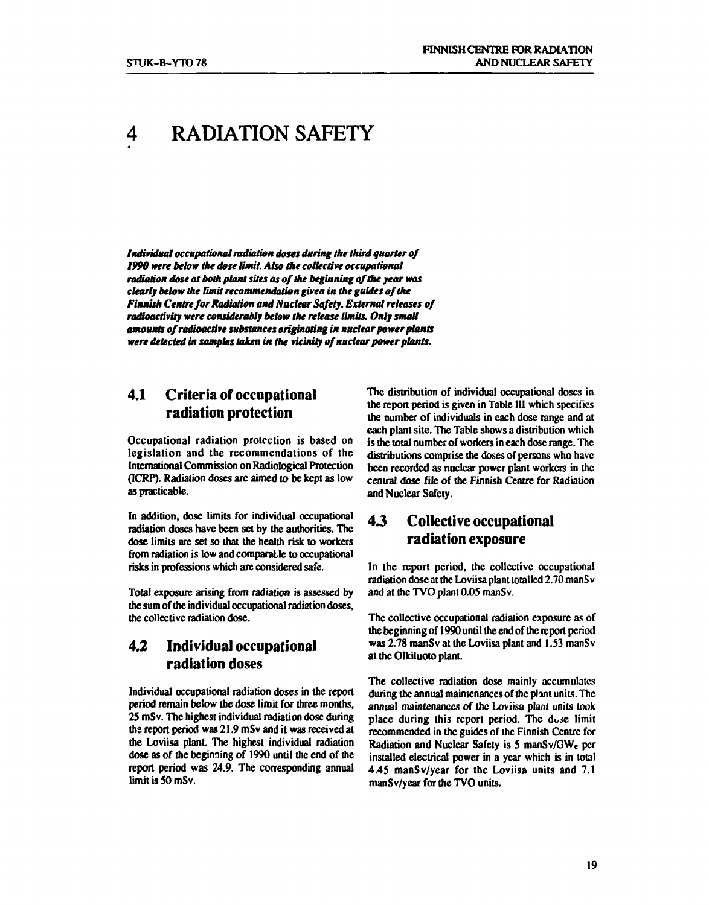# 4 RADIATION SAFETY

***Individual occupational radiation doses during the third quarter of 1990 were below the dose limit. Also the collective occupational radiation dose at both plant sites as of the beginning of the year was clearly below the limit recommendation given in the guides of the Finnish Centre for Radiation and Nuclear Safety. External releases of radioactivity were considerably below the release limits. Only small amounts of radioactive substances originating in nuclear power plants were detected in samples taken in the vicinity of nuclear power plants.***

## 4.1 Criteria of occupational radiation protection

Occupational radiation protection is based on legislation and the recommendations of the International Commission on Radiological Protection (ICRP). Radiation doses are aimed to be kept as low as practicable.

In addition, dose limits for individual occupational radiation doses have been set by the authorities. The dose limits are set so that the health risk to workers from radiation is low and comparable to occupational risks in professions which are considered safe.

Total exposure arising from radiation is assessed by the sum of the individual occupational radiation doses, the collective radiation dose.

## 4.2 Individual occupational radiation doses

Individual occupational radiation doses in the report period remain below the dose limit for three months, 25 mSv. The highest individual radiation dose during the report period was 21.9 mSv and it was received at the Loviisa plant. The highest individual radiation dose as of the beginning of 1990 until the end of the report period was 24.9. The corresponding annual limit is 50 mSv.

The distribution of individual occupational doses in the report period is given in Table III which specifies the number of individuals in each dose range and at each plant site. The Table shows a distribution which is the total number of workers in each dose range. The distributions comprise the doses of persons who have been recorded as nuclear power plant workers in the central dose file of the Finnish Centre for Radiation and Nuclear Safety.

## 4.3 Collective occupational radiation exposure

In the report period, the collective occupational radiation dose at the Loviisa plant totalled 2.70 manSv and at the TVO plant 0.05 manSv.

The collective occupational radiation exposure as of the beginning of 1990 until the end of the report period was 2.78 manSv at the Loviisa plant and 1.53 manSv at the Olkiluoto plant.

The collective radiation dose mainly accumulates during the annual maintenances of the plant units. The annual maintenances of the Loviisa plant units took place during this report period. The dose limit recommended in the guides of the Finnish Centre for Radiation and Nuclear Safety is 5 manSv/$GW_e$ per installed electrical power in a year which is in total 4.45 manSv/year for the Loviisa units and 7.1 manSv/year for the TVO units.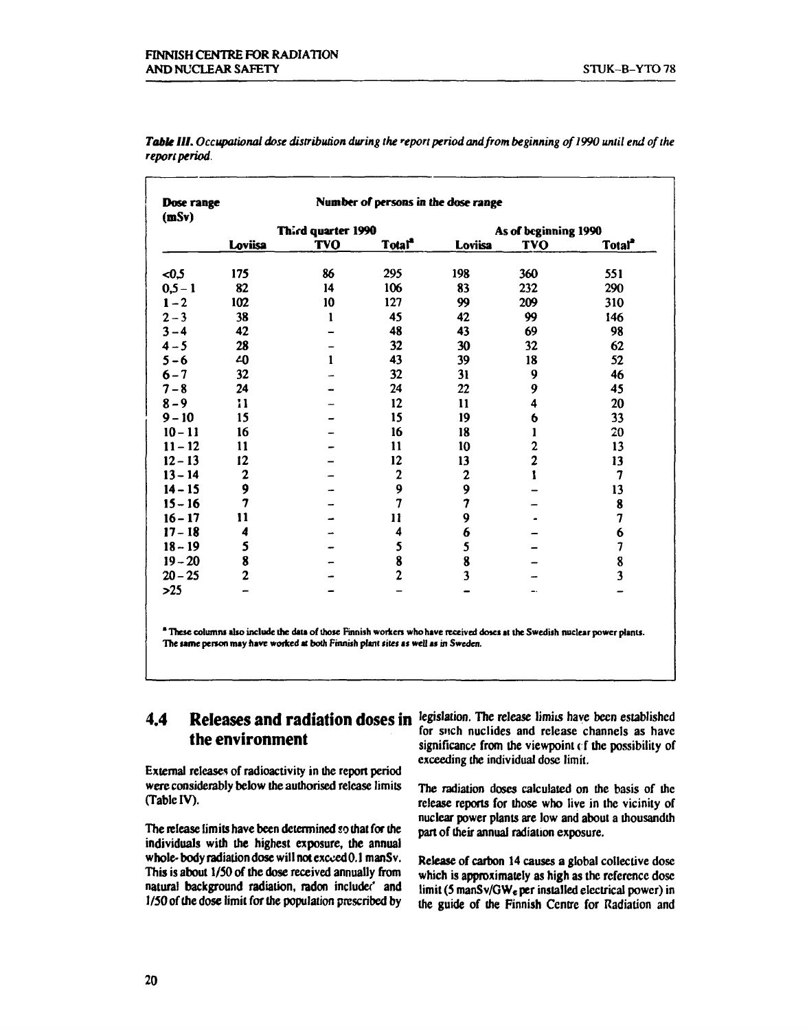*Table III. Occupational dose distribution during the report period and from beginning of 1990 until end of the report period.*

| Dose range (mSv) | Number of persons in the dose range | | | | | |
|---|---|---|---|---|---|---|
| | Third quarter 1990 | | | As of beginning 1990 | | |
| | Loviisa | TVO | Total[a] | Loviisa | TVO | Total[a] |
| <0,5 | 175 | 86 | 295 | 198 | 360 | 551 |
| 0,5 – 1 | 82 | 14 | 106 | 83 | 232 | 290 |
| 1 – 2 | 102 | 10 | 127 | 99 | 209 | 310 |
| 2 – 3 | 38 | 1 | 45 | 42 | 99 | 146 |
| 3 – 4 | 42 | – | 48 | 43 | 69 | 98 |
| 4 – 5 | 28 | – | 32 | 30 | 32 | 62 |
| 5 – 6 | 40 | 1 | 43 | 39 | 18 | 52 |
| 6 – 7 | 32 | – | 32 | 31 | 9 | 46 |
| 7 – 8 | 24 | – | 24 | 22 | 9 | 45 |
| 8 – 9 | 11 | – | 12 | 11 | 4 | 20 |
| 9 – 10 | 15 | – | 15 | 19 | 6 | 33 |
| 10 – 11 | 16 | – | 16 | 18 | 1 | 20 |
| 11 – 12 | 11 | – | 11 | 10 | 2 | 13 |
| 12 – 13 | 12 | – | 12 | 13 | 2 | 13 |
| 13 – 14 | 2 | – | 2 | 2 | 1 | 7 |
| 14 – 15 | 9 | – | 9 | 9 | – | 13 |
| 15 – 16 | 7 | – | 7 | 7 | – | 8 |
| 16 – 17 | 11 | – | 11 | 9 | - | 7 |
| 17 – 18 | 4 | – | 4 | 6 | – | 6 |
| 18 – 19 | 5 | – | 5 | 5 | – | 7 |
| 19 – 20 | 8 | – | 8 | 8 | – | 8 |
| 20 – 25 | 2 | – | 2 | 3 | – | 3 |
| >25 | – | – | – | – | – | – |

[a] These columns also include the data of those Finnish workers who have received doses at the Swedish nuclear power plants. The same person may have worked at both Finnish plant sites as well as in Sweden.

## 4.4 Releases and radiation doses in the environment

External releases of radioactivity in the report period were considerably below the authorised release limits (Table IV).

The release limits have been determined so that for the individuals with the highest exposure, the annual whole-body radiation dose will not exceed 0.1 manSv. This is about 1/50 of the dose received annually from natural background radiation, radon included and 1/50 of the dose limit for the population prescribed by legislation. The release limits have been established for such nuclides and release channels as have significance from the viewpoint of the possibility of exceeding the individual dose limit.

The radiation doses calculated on the basis of the release reports for those who live in the vicinity of nuclear power plants are low and about a thousandth part of their annual radiation exposure.

Release of carbon 14 causes a global collective dose which is approximately as high as the reference dose limit (5 manSv/$GW_e$ per installed electrical power) in the guide of the Finnish Centre for Radiation and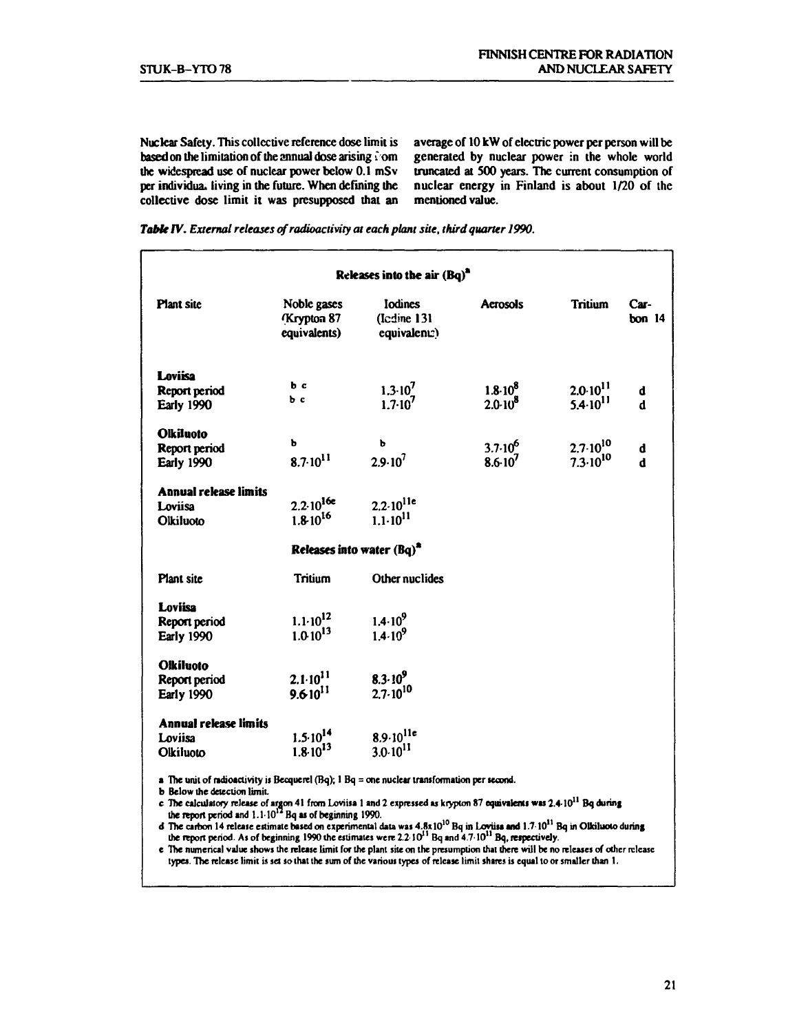Nuclear Safety. This collective reference dose limit is based on the limitation of the annual dose arising from the widespread use of nuclear power below 0.1 mSv per individual living in the future. When defining the collective dose limit it was presupposed that an average of 10 kW of electric power per person will be generated by nuclear power in the whole world truncated at 500 years. The current consumption of nuclear energy in Finland is about 1/20 of the mentioned value.

***Table IV**. External releases of radioactivity at each plant site, third quarter 1990.*

**Releases into the air (Bq)[a]**

| Plant site | Noble gases (Krypton 87 equivalents) | Iodines (Iodine 131 equivalents) | Aerosols | Tritium | Carbon 14 |
|---|---|---|---|---|---|
| **Loviisa** | | | | | |
| Report period | b c | $1.3 \cdot 10^{7}$ | $1.8 \cdot 10^{8}$ | $2.0 \cdot 10^{11}$ | d |
| Early 1990 | b c | $1.7 \cdot 10^{7}$ | $2.0 \cdot 10^{8}$ | $5.4 \cdot 10^{11}$ | d |
| **Olkiluoto** | | | | | |
| Report period | b | b | $3.7 \cdot 10^{6}$ | $2.7 \cdot 10^{10}$ | d |
| Early 1990 | $8.7 \cdot 10^{11}$ | $2.9 \cdot 10^{7}$ | $8.6 \cdot 10^{7}$ | $7.3 \cdot 10^{10}$ | d |
| **Annual release limits** | | | | | |
| Loviisa | $2.2 \cdot 10^{16}$ e | $2.2 \cdot 10^{11}$ e | | | |
| Olkiluoto | $1.8 \cdot 10^{16}$ | $1.1 \cdot 10^{11}$ | | | |

**Releases into water (Bq)[a]**

| Plant site | Tritium | Other nuclides |
|---|---|---|
| **Loviisa** | | |
| Report period | $1.1 \cdot 10^{12}$ | $1.4 \cdot 10^{9}$ |
| Early 1990 | $1.0 \cdot 10^{13}$ | $1.4 \cdot 10^{9}$ |
| **Olkiluoto** | | |
| Report period | $2.1 \cdot 10^{11}$ | $8.3 \cdot 10^{9}$ |
| Early 1990 | $9.6 \cdot 10^{11}$ | $2.7 \cdot 10^{10}$ |
| **Annual release limits** | | |
| Loviisa | $1.5 \cdot 10^{14}$ | $8.9 \cdot 10^{11}$ e |
| Olkiluoto | $1.8 \cdot 10^{13}$ | $3.0 \cdot 10^{11}$ |

a The unit of radioactivity is Becquerel (Bq); 1 Bq = one nuclear transformation per second.

b Below the detection limit.

c The calculatory release of argon 41 from Loviisa 1 and 2 expressed as krypton 87 equivalents was $2.4 \cdot 10^{11}$ Bq during the report period and $1.1 \cdot 10^{12}$ Bq as of beginning 1990.

d The carbon 14 release estimate based on experimental data was $4.8 \times 10^{10}$ Bq in Loviisa and $1.7 \cdot 10^{11}$ Bq in Olkiluoto during the report period. As of beginning 1990 the estimates were $2.2 \cdot 10^{11}$ Bq and $4.7 \cdot 10^{11}$ Bq, respectively.

e The numerical value shows the release limit for the plant site on the presumption that there will be no releases of other release types. The release limit is set so that the sum of the various types of release limit shares is equal to or smaller than 1.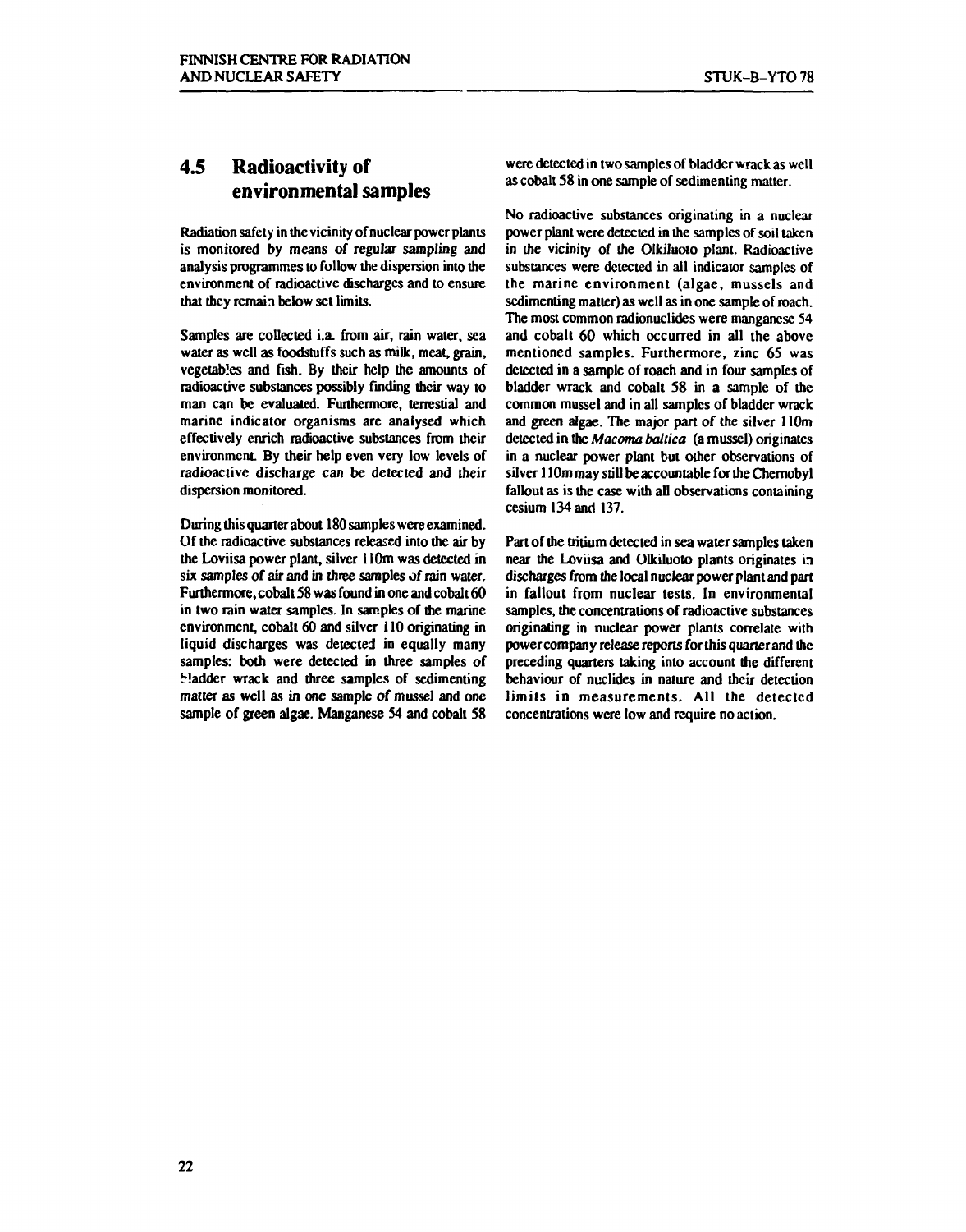## 4.5 Radioactivity of environmental samples

Radiation safety in the vicinity of nuclear power plants is monitored by means of regular sampling and analysis programmes to follow the dispersion into the environment of radioactive discharges and to ensure that they remain below set limits.

Samples are collected i.a. from air, rain water, sea water as well as foodstuffs such as milk, meat, grain, vegetables and fish. By their help the amounts of radioactive substances possibly finding their way to man can be evaluated. Furthermore, terrestial and marine indicator organisms are analysed which effectively enrich radioactive substances from their environment. By their help even very low levels of radioactive discharge can be detected and their dispersion monitored.

During this quarter about 180 samples were examined. Of the radioactive substances released into the air by the Loviisa power plant, silver 110m was detected in six samples of air and in three samples of rain water. Furthermore, cobalt 58 was found in one and cobalt 60 in two rain water samples. In samples of the marine environment, cobalt 60 and silver 110 originating in liquid discharges was detected in equally many samples: both were detected in three samples of bladder wrack and three samples of sedimenting matter as well as in one sample of mussel and one sample of green algae. Manganese 54 and cobalt 58 were detected in two samples of bladder wrack as well as cobalt 58 in one sample of sedimenting matter.

No radioactive substances originating in a nuclear power plant were detected in the samples of soil taken in the vicinity of the Olkiluoto plant. Radioactive substances were detected in all indicator samples of the marine environment (algae, mussels and sedimenting matter) as well as in one sample of roach. The most common radionuclides were manganese 54 and cobalt 60 which occurred in all the above mentioned samples. Furthermore, zinc 65 was detected in a sample of roach and in four samples of bladder wrack and cobalt 58 in a sample of the common mussel and in all samples of bladder wrack and green algae. The major part of the silver 110m detected in the *Macoma baltica* (a mussel) originates in a nuclear power plant but other observations of silver 110m may still be accountable for the Chernobyl fallout as is the case with all observations containing cesium 134 and 137.

Part of the tritium detected in sea water samples taken near the Loviisa and Olkiluoto plants originates in discharges from the local nuclear power plant and part in fallout from nuclear tests. In environmental samples, the concentrations of radioactive substances originating in nuclear power plants correlate with power company release reports for this quarter and the preceding quarters taking into account the different behaviour of nuclides in nature and their detection limits in measurements. All the detected concentrations were low and require no action.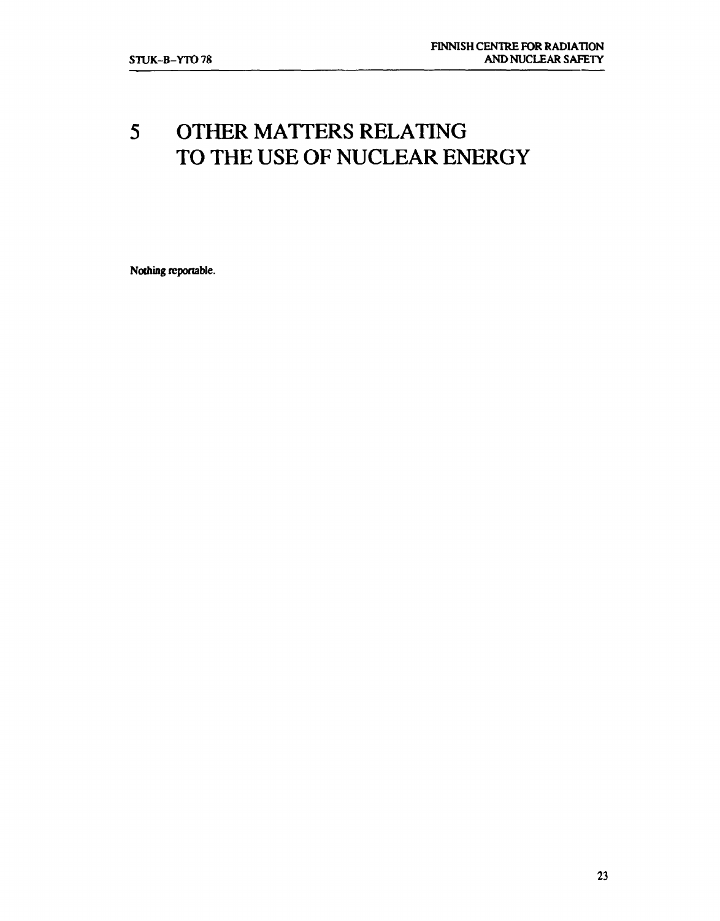# 5 OTHER MATTERS RELATING TO THE USE OF NUCLEAR ENERGY

Nothing reportable.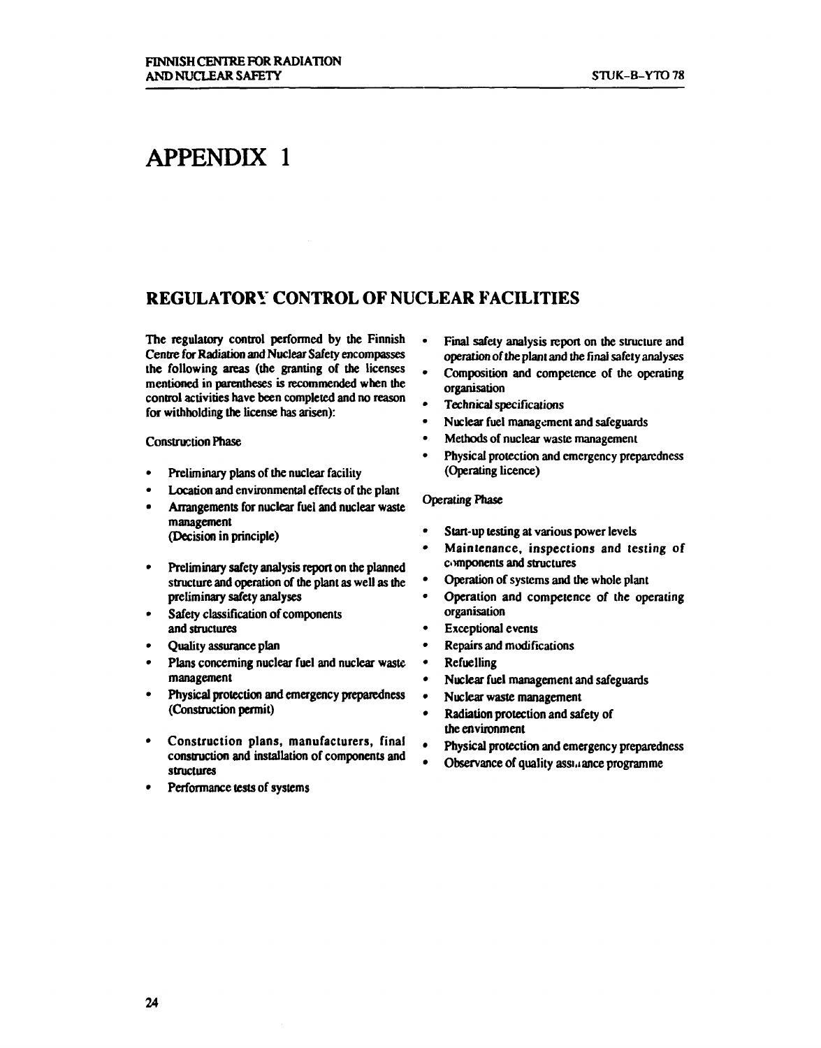# APPENDIX 1

## REGULATORY CONTROL OF NUCLEAR FACILITIES

The regulatory control performed by the Finnish Centre for Radiation and Nuclear Safety encompasses the following areas (the granting of the licenses mentioned in parentheses is recommended when the control activities have been completed and no reason for withholding the license has arisen):

Construction Phase

- Preliminary plans of the nuclear facility
- Location and environmental effects of the plant
- Arrangements for nuclear fuel and nuclear waste management
  (Decision in principle)

- Preliminary safety analysis report on the planned structure and operation of the plant as well as the preliminary safety analyses
- Safety classification of components and structures
- Quality assurance plan
- Plans concerning nuclear fuel and nuclear waste management
- Physical protection and emergency preparedness
  (Construction permit)

- Construction plans, manufacturers, final construction and installation of components and structures
- Performance tests of systems
- Final safety analysis report on the structure and operation of the plant and the final safety analyses
- Composition and competence of the operating organisation
- Technical specifications
- Nuclear fuel management and safeguards
- Methods of nuclear waste management
- Physical protection and emergency preparedness
  (Operating licence)

Operating Phase

- Start-up testing at various power levels
- Maintenance, inspections and testing of components and structures
- Operation of systems and the whole plant
- Operation and competence of the operating organisation
- Exceptional events
- Repairs and modifications
- Refuelling
- Nuclear fuel management and safeguards
- Nuclear waste management
- Radiation protection and safety of the environment
- Physical protection and emergency preparedness
- Observance of quality assurance programme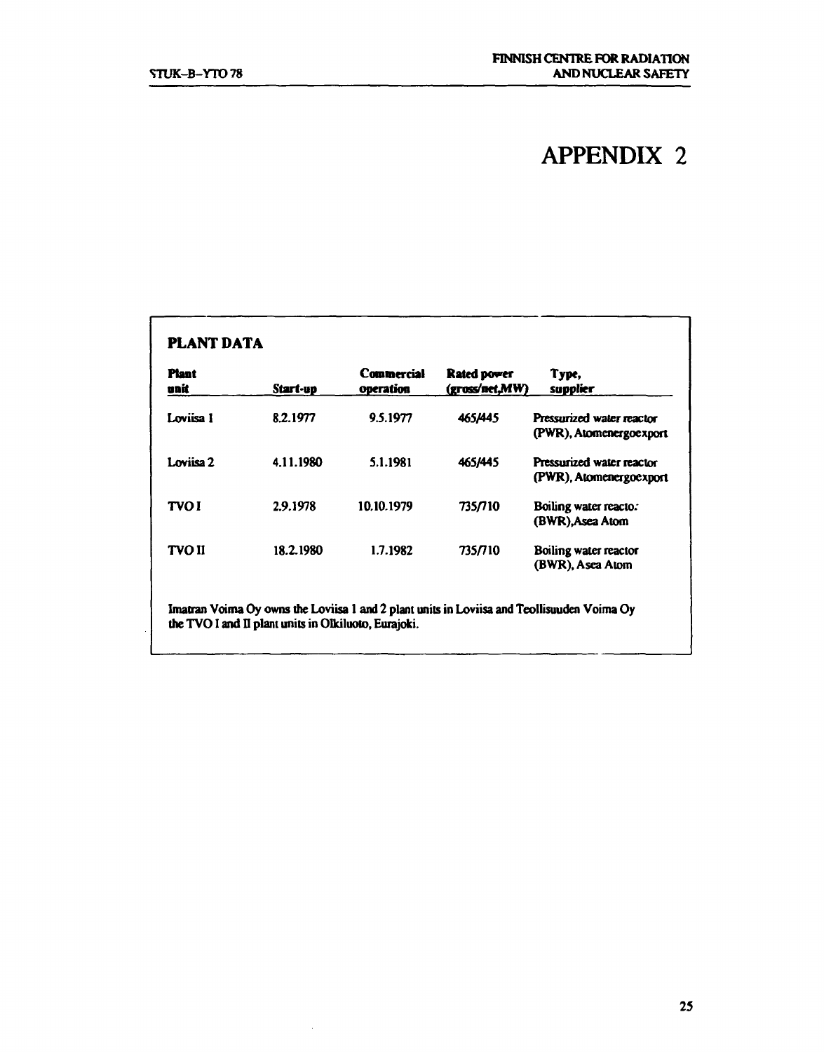# APPENDIX 2

## PLANT DATA

| Plant unit | Start-up | Commercial operation | Rated power (gross/net,MW) | Type, supplier |
|---|---|---|---|---|
| Loviisa 1 | 8.2.1977 | 9.5.1977 | 465/445 | Pressurized water reactor (PWR), Atomenergoexport |
| Loviisa 2 | 4.11.1980 | 5.1.1981 | 465/445 | Pressurized water reactor (PWR), Atomenergoexport |
| TVO I | 2.9.1978 | 10.10.1979 | 735/710 | Boiling water reactor (BWR),Asea Atom |
| TVO II | 18.2.1980 | 1.7.1982 | 735/710 | Boiling water reactor (BWR), Asea Atom |

Imatran Voima Oy owns the Loviisa 1 and 2 plant units in Loviisa and Teollisuuden Voima Oy the TVO I and II plant units in Olkiluoto, Eurajoki.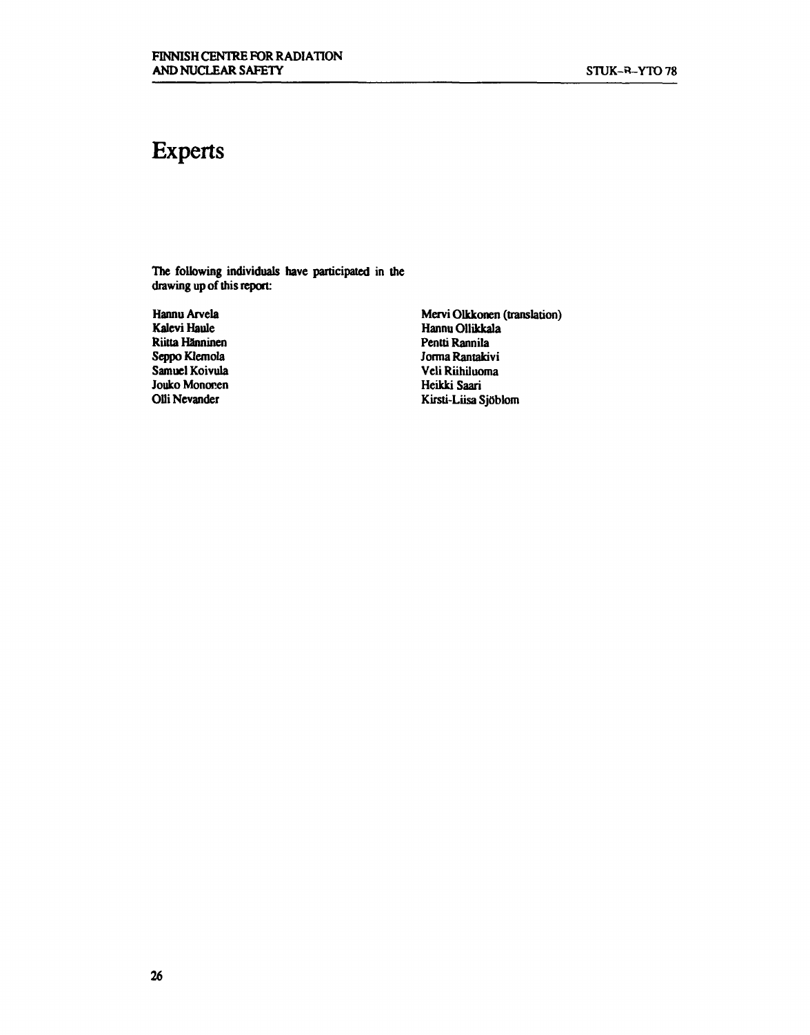# Experts

The following individuals have participated in the drawing up of this report:

Hannu Arvela
Kalevi Haule
Riitta Hänninen
Seppo Klemola
Samuel Koivula
Jouko Mononen
Olli Nevander
Mervi Olkkonen (translation)
Hannu Ollikkala
Pentti Rannila
Jorma Rantakivi
Veli Riihiluoma
Heikki Saari
Kirsti-Liisa Sjöblom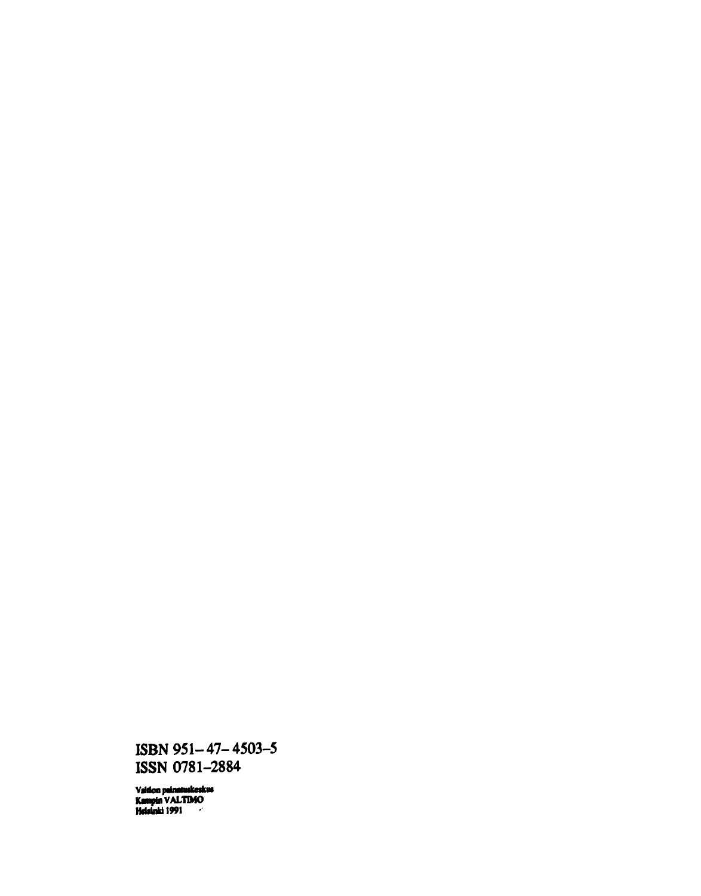ISBN 951–47–4503–5
ISSN 0781–2884

Valtion painatuskeskus
Kampin VALTIMO
Helsinki 1991